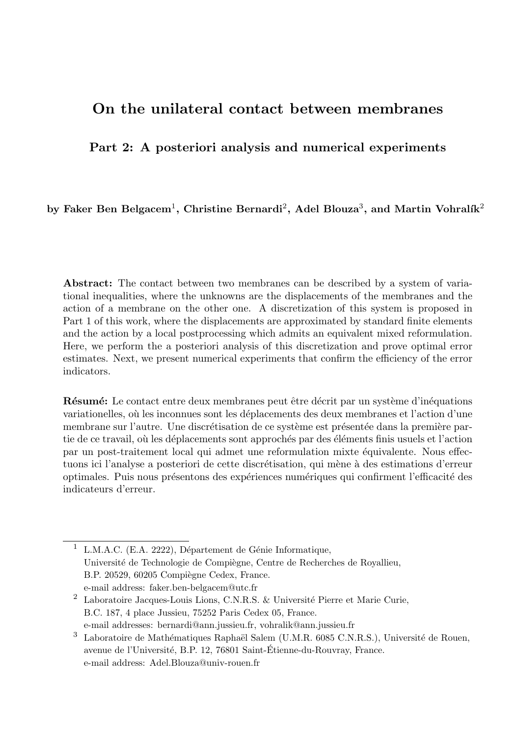# On the unilateral contact between membranes

## Part 2: A posteriori analysis and numerical experiments

**by Faker Ben Belgacem[1], Christine Bernardi[2], Adel Blouza[3], and Martin Vohralík[2]**

**Abstract:** The contact between two membranes can be described by a system of variational inequalities, where the unknowns are the displacements of the membranes and the action of a membrane on the other one. A discretization of this system is proposed in Part 1 of this work, where the displacements are approximated by standard finite elements and the action by a local postprocessing which admits an equivalent mixed reformulation. Here, we perform the a posteriori analysis of this discretization and prove optimal error estimates. Next, we present numerical experiments that confirm the efficiency of the error indicators.

**Résumé:** Le contact entre deux membranes peut être décrit par un système d'inéquations variationelles, où les inconnues sont les déplacements des deux membranes et l'action d'une membrane sur l'autre. Une discrétisation de ce système est présentée dans la première partie de ce travail, où les déplacements sont approchés par des éléments finis usuels et l'action par un post-traitement local qui admet une reformulation mixte équivalente. Nous effectuons ici l'analyse a posteriori de cette discrétisation, qui mène à des estimations d'erreur optimales. Puis nous présentons des expériences numériques qui confirment l'efficacité des indicateurs d'erreur.

---

[1] L.M.A.C. (E.A. 2222), Département de Génie Informatique, Université de Technologie de Compiègne, Centre de Recherches de Royallieu, B.P. 20529, 60205 Compiègne Cedex, France.
e-mail address: faker.ben-belgacem@utc.fr

[2] Laboratoire Jacques-Louis Lions, C.N.R.S. & Université Pierre et Marie Curie, B.C. 187, 4 place Jussieu, 75252 Paris Cedex 05, France.
e-mail addresses: bernardi@ann.jussieu.fr, vohralik@ann.jussieu.fr

[3] Laboratoire de Mathématiques Raphaël Salem (U.M.R. 6085 C.N.R.S.), Université de Rouen, avenue de l'Université, B.P. 12, 76801 Saint-Étienne-du-Rouvray, France.
e-mail address: Adel.Blouza@univ-rouen.fr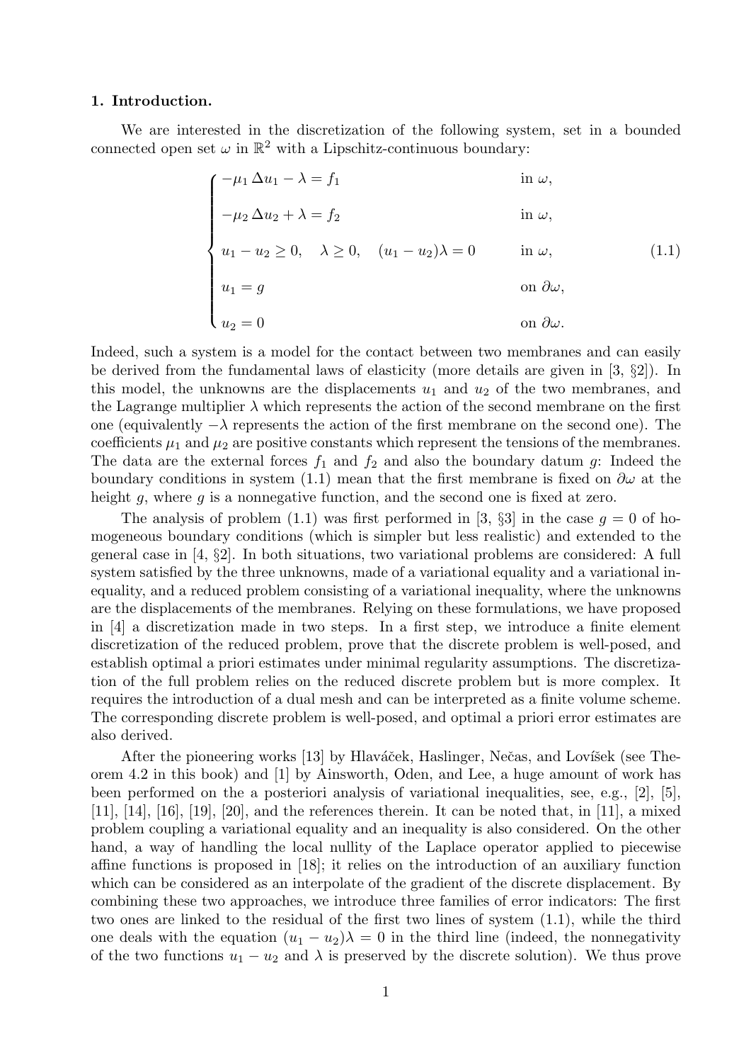## 1. Introduction.

We are interested in the discretization of the following system, set in a bounded connected open set $\omega$ in $\mathbb{R}^2$ with a Lipschitz-continuous boundary:

$$
\begin{cases}
-\mu_1 \, \Delta u_1 - \lambda = f_1 & \text{in } \omega, \\
-\mu_2 \, \Delta u_2 + \lambda = f_2 & \text{in } \omega, \\
u_1 - u_2 \geq 0, \quad \lambda \geq 0, \quad (u_1 - u_2)\lambda = 0 & \text{in } \omega, \\
u_1 = g & \text{on } \partial\omega, \\
u_2 = 0 & \text{on } \partial\omega.
\end{cases}
\tag{1.1}
$$

Indeed, such a system is a model for the contact between two membranes and can easily be derived from the fundamental laws of elasticity (more details are given in [3, §2]). In this model, the unknowns are the displacements $u_1$ and $u_2$ of the two membranes, and the Lagrange multiplier $\lambda$ which represents the action of the second membrane on the first one (equivalently $-\lambda$ represents the action of the first membrane on the second one). The coefficients $\mu_1$ and $\mu_2$ are positive constants which represent the tensions of the membranes. The data are the external forces $f_1$ and $f_2$ and also the boundary datum $g$: Indeed the boundary conditions in system (1.1) mean that the first membrane is fixed on $\partial\omega$ at the height $g$, where $g$ is a nonnegative function, and the second one is fixed at zero.

The analysis of problem (1.1) was first performed in [3, §3] in the case $g = 0$ of homogeneous boundary conditions (which is simpler but less realistic) and extended to the general case in [4, §2]. In both situations, two variational problems are considered: A full system satisfied by the three unknowns, made of a variational equality and a variational inequality, and a reduced problem consisting of a variational inequality, where the unknowns are the displacements of the membranes. Relying on these formulations, we have proposed in [4] a discretization made in two steps. In a first step, we introduce a finite element discretization of the reduced problem, prove that the discrete problem is well-posed, and establish optimal a priori estimates under minimal regularity assumptions. The discretization of the full problem relies on the reduced discrete problem but is more complex. It requires the introduction of a dual mesh and can be interpreted as a finite volume scheme. The corresponding discrete problem is well-posed, and optimal a priori error estimates are also derived.

After the pioneering works [13] by Hlaváček, Haslinger, Nečas, and Lovíšek (see Theorem 4.2 in this book) and [1] by Ainsworth, Oden, and Lee, a huge amount of work has been performed on the a posteriori analysis of variational inequalities, see, e.g., [2], [5], [11], [14], [16], [19], [20], and the references therein. It can be noted that, in [11], a mixed problem coupling a variational equality and an inequality is also considered. On the other hand, a way of handling the local nullity of the Laplace operator applied to piecewise affine functions is proposed in [18]; it relies on the introduction of an auxiliary function which can be considered as an interpolate of the gradient of the discrete displacement. By combining these two approaches, we introduce three families of error indicators: The first two ones are linked to the residual of the first two lines of system (1.1), while the third one deals with the equation $(u_1 - u_2)\lambda = 0$ in the third line (indeed, the nonnegativity of the two functions $u_1 - u_2$ and $\lambda$ is preserved by the discrete solution). We thus prove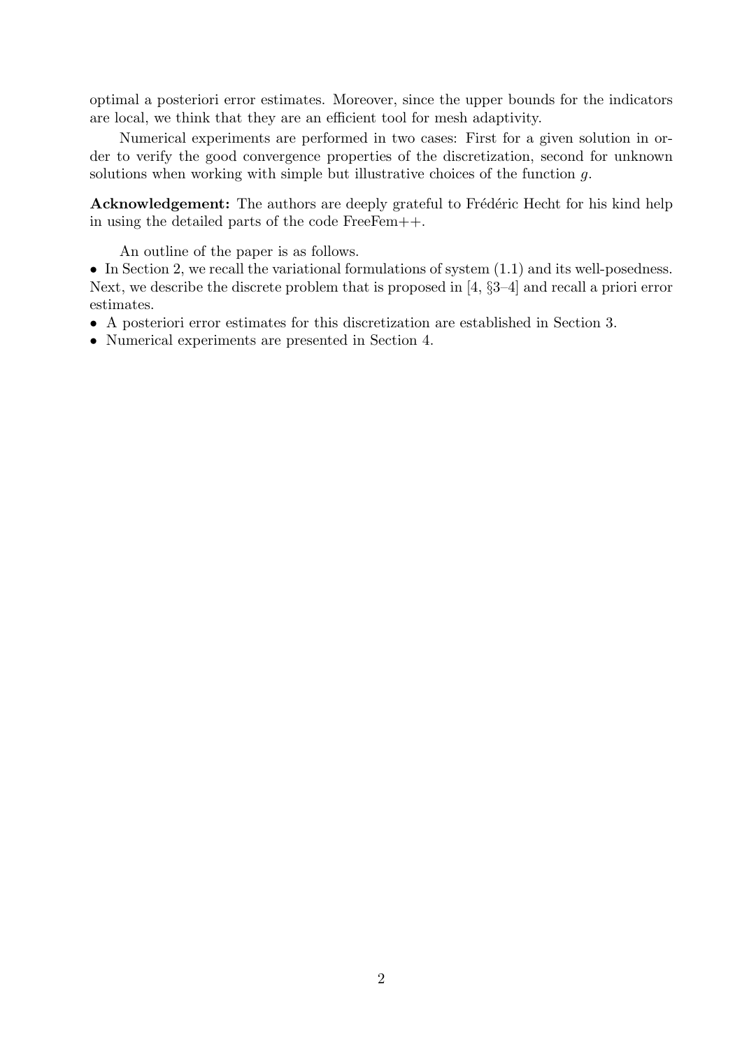optimal a posteriori error estimates. Moreover, since the upper bounds for the indicators are local, we think that they are an efficient tool for mesh adaptivity.

Numerical experiments are performed in two cases: First for a given solution in order to verify the good convergence properties of the discretization, second for unknown solutions when working with simple but illustrative choices of the function $g$.

**Acknowledgement:** The authors are deeply grateful to Frédéric Hecht for his kind help in using the detailed parts of the code FreeFem++.

An outline of the paper is as follows.

- In Section 2, we recall the variational formulations of system (1.1) and its well-posedness. Next, we describe the discrete problem that is proposed in [4, §3–4] and recall a priori error estimates.
- A posteriori error estimates for this discretization are established in Section 3.
- Numerical experiments are presented in Section 4.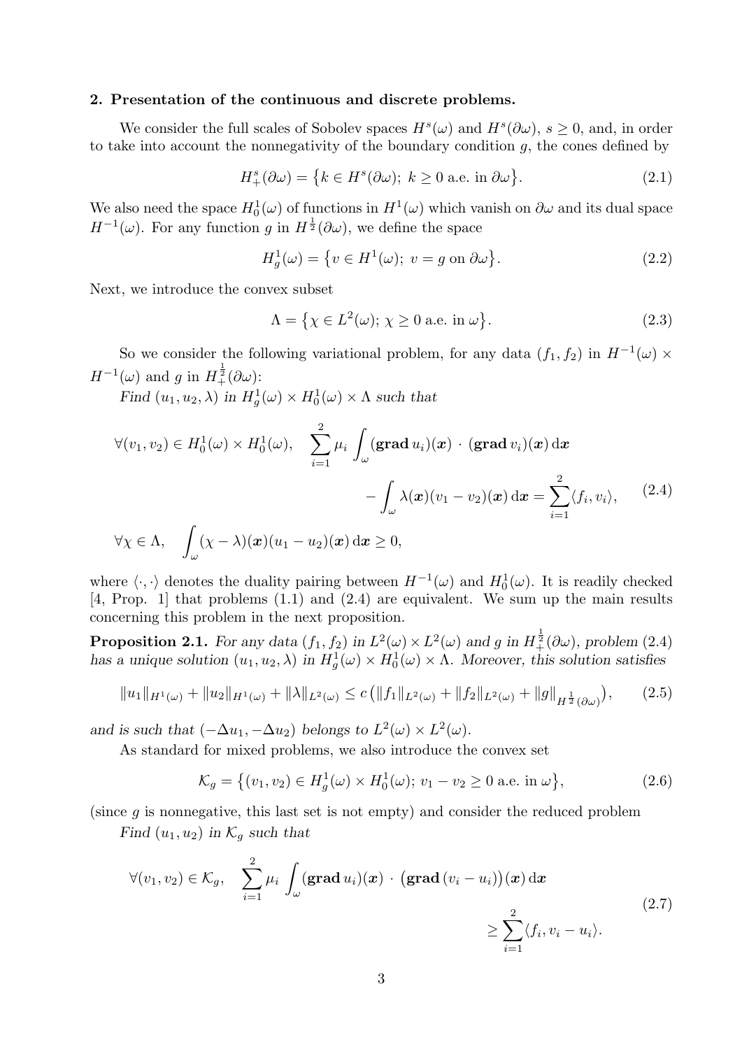## 2. Presentation of the continuous and discrete problems.

We consider the full scales of Sobolev spaces $H^s(\omega)$ and $H^s(\partial\omega)$, $s \geq 0$, and, in order to take into account the nonnegativity of the boundary condition $g$, the cones defined by

$$H^s_+(\partial\omega) = \big\{k \in H^s(\partial\omega);\ k \geq 0 \text{ a.e. in } \partial\omega\big\}. \tag{2.1}$$

We also need the space $H^1_0(\omega)$ of functions in $H^1(\omega)$ which vanish on $\partial\omega$ and its dual space $H^{-1}(\omega)$. For any function $g$ in $H^{\frac{1}{2}}(\partial\omega)$, we define the space

$$H^1_g(\omega) = \big\{v \in H^1(\omega);\ v = g \text{ on } \partial\omega\big\}. \tag{2.2}$$

Next, we introduce the convex subset

$$\Lambda = \big\{\chi \in L^2(\omega);\ \chi \geq 0 \text{ a.e. in } \omega\big\}. \tag{2.3}$$

So we consider the following variational problem, for any data $(f_1, f_2)$ in $H^{-1}(\omega) \times H^{-1}(\omega)$ and $g$ in $H^{\frac{1}{2}}_+(\partial\omega)$:

*Find $(u_1, u_2, \lambda)$ in $H^1_g(\omega) \times H^1_0(\omega) \times \Lambda$ such that*

$$\begin{aligned}
\forall (v_1, v_2) \in H^1_0(\omega) \times H^1_0(\omega), \quad & \sum_{i=1}^{2} \mu_i \int_\omega (\mathbf{grad}\, u_i)(\boldsymbol{x}) \cdot (\mathbf{grad}\, v_i)(\boldsymbol{x})\, \mathrm{d}\boldsymbol{x} \\
& \qquad - \int_\omega \lambda(\boldsymbol{x})(v_1 - v_2)(\boldsymbol{x})\, \mathrm{d}\boldsymbol{x} = \sum_{i=1}^{2} \langle f_i, v_i\rangle, \\
\forall \chi \in \Lambda, \quad & \int_\omega (\chi - \lambda)(\boldsymbol{x})(u_1 - u_2)(\boldsymbol{x})\, \mathrm{d}\boldsymbol{x} \geq 0,
\end{aligned} \tag{2.4}$$

where $\langle \cdot, \cdot \rangle$ denotes the duality pairing between $H^{-1}(\omega)$ and $H^1_0(\omega)$. It is readily checked [4, Prop. 1] that problems (1.1) and (2.4) are equivalent. We sum up the main results concerning this problem in the next proposition.

**Proposition 2.1.** *For any data $(f_1, f_2)$ in $L^2(\omega) \times L^2(\omega)$ and $g$ in $H^{\frac{1}{2}}_+(\partial\omega)$, problem (2.4) has a unique solution $(u_1, u_2, \lambda)$ in $H^1_g(\omega) \times H^1_0(\omega) \times \Lambda$. Moreover, this solution satisfies*

$$\|u_1\|_{H^1(\omega)} + \|u_2\|_{H^1(\omega)} + \|\lambda\|_{L^2(\omega)} \leq c\,\big(\|f_1\|_{L^2(\omega)} + \|f_2\|_{L^2(\omega)} + \|g\|_{H^{\frac{1}{2}}(\partial\omega)}\big), \tag{2.5}$$

*and is such that $(-\Delta u_1, -\Delta u_2)$ belongs to $L^2(\omega) \times L^2(\omega)$.*

As standard for mixed problems, we also introduce the convex set

$$\mathcal{K}_g = \big\{(v_1, v_2) \in H^1_g(\omega) \times H^1_0(\omega);\ v_1 - v_2 \geq 0 \text{ a.e. in } \omega\big\}, \tag{2.6}$$

(since $g$ is nonnegative, this last set is not empty) and consider the reduced problem

*Find $(u_1, u_2)$ in $\mathcal{K}_g$ such that*

$$\begin{aligned}
\forall (v_1, v_2) \in \mathcal{K}_g, \quad \sum_{i=1}^{2} \mu_i \int_\omega (\mathbf{grad}\, u_i)(\boldsymbol{x}) \cdot \big(\mathbf{grad}\,(v_i - u_i)\big)(\boldsymbol{x})\, \mathrm{d}\boldsymbol{x} \\
\geq \sum_{i=1}^{2} \langle f_i, v_i - u_i\rangle.
\end{aligned} \tag{2.7}$$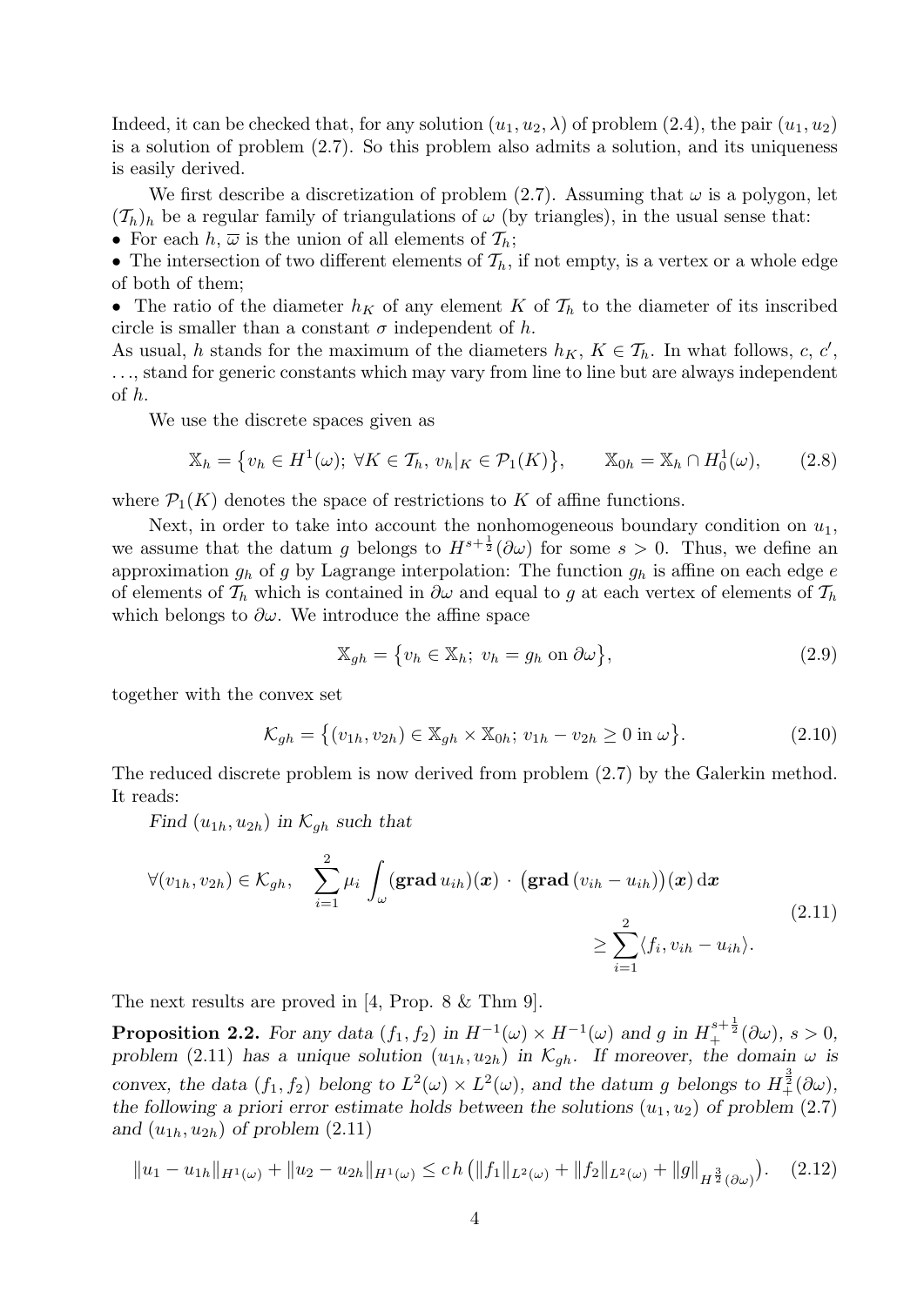Indeed, it can be checked that, for any solution $(u_1, u_2, \lambda)$ of problem (2.4), the pair $(u_1, u_2)$ is a solution of problem (2.7). So this problem also admits a solution, and its uniqueness is easily derived.

We first describe a discretization of problem (2.7). Assuming that $\omega$ is a polygon, let $(\mathcal{T}_h)_h$ be a regular family of triangulations of $\omega$ (by triangles), in the usual sense that:

- For each $h$, $\overline{\omega}$ is the union of all elements of $\mathcal{T}_h$;
- The intersection of two different elements of $\mathcal{T}_h$, if not empty, is a vertex or a whole edge of both of them;
- The ratio of the diameter $h_K$ of any element $K$ of $\mathcal{T}_h$ to the diameter of its inscribed circle is smaller than a constant $\sigma$ independent of $h$.

As usual, $h$ stands for the maximum of the diameters $h_K$, $K \in \mathcal{T}_h$. In what follows, $c$, $c'$, ..., stand for generic constants which may vary from line to line but are always independent of $h$.

We use the discrete spaces given as

$$\mathbb{X}_h = \{v_h \in H^1(\omega);\ \forall K \in \mathcal{T}_h,\ v_h|_K \in \mathcal{P}_1(K)\}, \qquad \mathbb{X}_{0h} = \mathbb{X}_h \cap H^1_0(\omega), \tag{2.8}$$

where $\mathcal{P}_1(K)$ denotes the space of restrictions to $K$ of affine functions.

Next, in order to take into account the nonhomogeneous boundary condition on $u_1$, we assume that the datum $g$ belongs to $H^{s+\frac{1}{2}}(\partial\omega)$ for some $s > 0$. Thus, we define an approximation $g_h$ of $g$ by Lagrange interpolation: The function $g_h$ is affine on each edge $e$ of elements of $\mathcal{T}_h$ which is contained in $\partial\omega$ and equal to $g$ at each vertex of elements of $\mathcal{T}_h$ which belongs to $\partial\omega$. We introduce the affine space

$$\mathbb{X}_{gh} = \{v_h \in \mathbb{X}_h;\ v_h = g_h \text{ on } \partial\omega\}, \tag{2.9}$$

together with the convex set

$$\mathcal{K}_{gh} = \{(v_{1h}, v_{2h}) \in \mathbb{X}_{gh} \times \mathbb{X}_{0h};\ v_{1h} - v_{2h} \geq 0 \text{ in } \omega\}. \tag{2.10}$$

The reduced discrete problem is now derived from problem (2.7) by the Galerkin method. It reads:

*Find $(u_{1h}, u_{2h})$ in $\mathcal{K}_{gh}$ such that*

$$\forall (v_{1h}, v_{2h}) \in \mathcal{K}_{gh}, \quad \sum_{i=1}^{2} \mu_i \int_\omega (\mathbf{grad}\, u_{ih})(\boldsymbol{x}) \cdot \big(\mathbf{grad}\,(v_{ih} - u_{ih})\big)(\boldsymbol{x})\, d\boldsymbol{x} \geq \sum_{i=1}^{2} \langle f_i, v_{ih} - u_{ih}\rangle. \tag{2.11}$$

The next results are proved in [4, Prop. 8 & Thm 9].

**Proposition 2.2.** *For any data $(f_1, f_2)$ in $H^{-1}(\omega) \times H^{-1}(\omega)$ and $g$ in $H_+^{s+\frac{1}{2}}(\partial\omega)$, $s > 0$, problem (2.11) has a unique solution $(u_{1h}, u_{2h})$ in $\mathcal{K}_{gh}$. If moreover, the domain $\omega$ is convex, the data $(f_1, f_2)$ belong to $L^2(\omega) \times L^2(\omega)$, and the datum $g$ belongs to $H_+^{\frac{3}{2}}(\partial\omega)$, the following a priori error estimate holds between the solutions $(u_1, u_2)$ of problem (2.7) and $(u_{1h}, u_{2h})$ of problem (2.11)*

$$\|u_1 - u_{1h}\|_{H^1(\omega)} + \|u_2 - u_{2h}\|_{H^1(\omega)} \leq c\, h\, \big(\|f_1\|_{L^2(\omega)} + \|f_2\|_{L^2(\omega)} + \|g\|_{H^{\frac{3}{2}}(\partial\omega)}\big). \tag{2.12}$$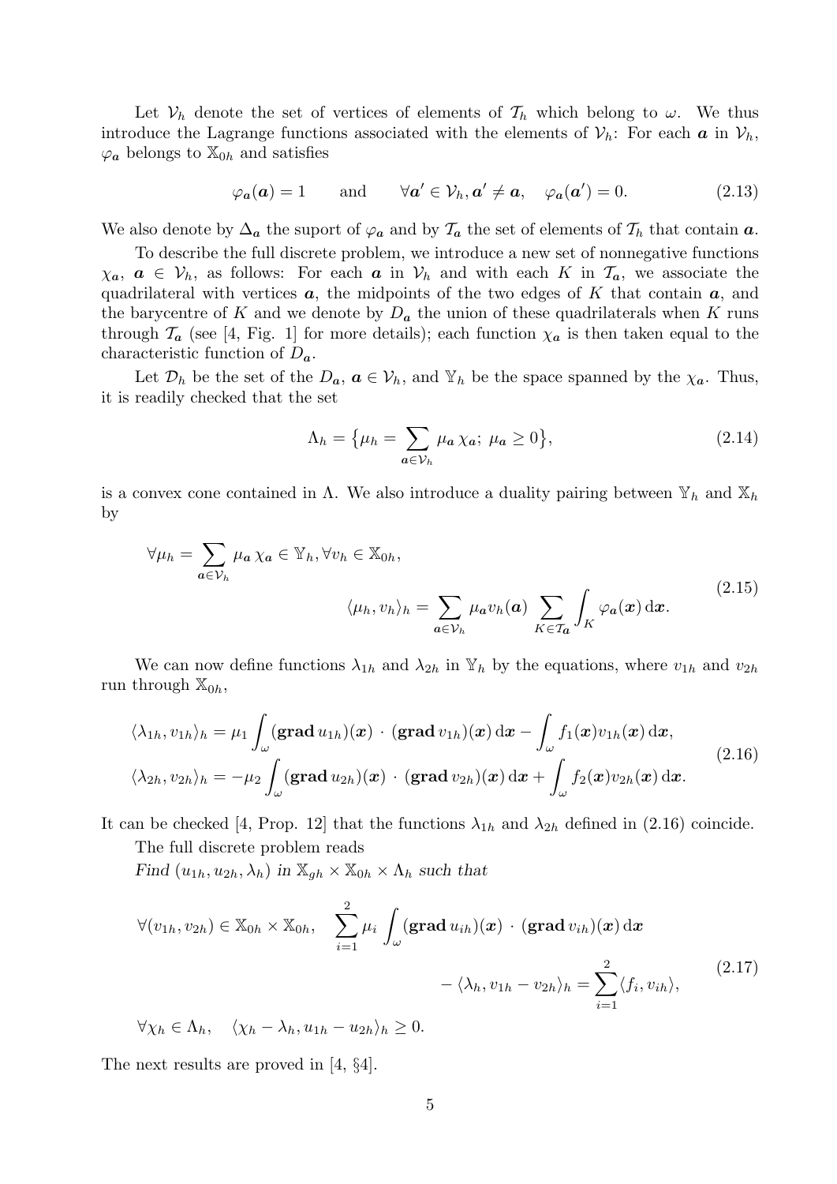Let $\mathcal{V}_h$ denote the set of vertices of elements of $\mathcal{T}_h$ which belong to $\omega$. We thus introduce the Lagrange functions associated with the elements of $\mathcal{V}_h$: For each $\boldsymbol{a}$ in $\mathcal{V}_h$, $\varphi_{\boldsymbol{a}}$ belongs to $\mathbb{X}_{0h}$ and satisfies

$$\varphi_{\boldsymbol{a}}(\boldsymbol{a}) = 1 \qquad \text{and} \qquad \forall \boldsymbol{a}' \in \mathcal{V}_h, \boldsymbol{a}' \neq \boldsymbol{a}, \quad \varphi_{\boldsymbol{a}}(\boldsymbol{a}') = 0. \tag{2.13}$$

We also denote by $\Delta_{\boldsymbol{a}}$ the suport of $\varphi_{\boldsymbol{a}}$ and by $\mathcal{T}_{\boldsymbol{a}}$ the set of elements of $\mathcal{T}_h$ that contain $\boldsymbol{a}$.

To describe the full discrete problem, we introduce a new set of nonnegative functions $\chi_{\boldsymbol{a}}$, $\boldsymbol{a} \in \mathcal{V}_h$, as follows: For each $\boldsymbol{a}$ in $\mathcal{V}_h$ and with each $K$ in $\mathcal{T}_{\boldsymbol{a}}$, we associate the quadrilateral with vertices $\boldsymbol{a}$, the midpoints of the two edges of $K$ that contain $\boldsymbol{a}$, and the barycentre of $K$ and we denote by $D_{\boldsymbol{a}}$ the union of these quadrilaterals when $K$ runs through $\mathcal{T}_{\boldsymbol{a}}$ (see [4, Fig. 1] for more details); each function $\chi_{\boldsymbol{a}}$ is then taken equal to the characteristic function of $D_{\boldsymbol{a}}$.

Let $\mathcal{D}_h$ be the set of the $D_{\boldsymbol{a}}$, $\boldsymbol{a} \in \mathcal{V}_h$, and $\mathbb{Y}_h$ be the space spanned by the $\chi_{\boldsymbol{a}}$. Thus, it is readily checked that the set

$$\Lambda_h = \big\{\mu_h = \sum_{\boldsymbol{a} \in \mathcal{V}_h} \mu_{\boldsymbol{a}}\, \chi_{\boldsymbol{a}};\ \mu_{\boldsymbol{a}} \geq 0\big\}, \tag{2.14}$$

is a convex cone contained in $\Lambda$. We also introduce a duality pairing between $\mathbb{Y}_h$ and $\mathbb{X}_h$ by

$$\begin{aligned} &\forall \mu_h = \sum_{\boldsymbol{a} \in \mathcal{V}_h} \mu_{\boldsymbol{a}}\, \chi_{\boldsymbol{a}} \in \mathbb{Y}_h, \forall v_h \in \mathbb{X}_{0h}, \\ &\qquad\qquad\qquad \langle \mu_h, v_h \rangle_h = \sum_{\boldsymbol{a} \in \mathcal{V}_h} \mu_{\boldsymbol{a}} v_h(\boldsymbol{a}) \sum_{K \in \mathcal{T}_{\boldsymbol{a}}} \int_K \varphi_{\boldsymbol{a}}(\boldsymbol{x})\, \mathrm{d}\boldsymbol{x}. \end{aligned} \tag{2.15}$$

We can now define functions $\lambda_{1h}$ and $\lambda_{2h}$ in $\mathbb{Y}_h$ by the equations, where $v_{1h}$ and $v_{2h}$ run through $\mathbb{X}_{0h}$,

$$\begin{aligned} \langle \lambda_{1h}, v_{1h} \rangle_h &= \mu_1 \int_\omega (\mathbf{grad}\, u_{1h})(\boldsymbol{x}) \cdot (\mathbf{grad}\, v_{1h})(\boldsymbol{x})\, \mathrm{d}\boldsymbol{x} - \int_\omega f_1(\boldsymbol{x}) v_{1h}(\boldsymbol{x})\, \mathrm{d}\boldsymbol{x}, \\ \langle \lambda_{2h}, v_{2h} \rangle_h &= -\mu_2 \int_\omega (\mathbf{grad}\, u_{2h})(\boldsymbol{x}) \cdot (\mathbf{grad}\, v_{2h})(\boldsymbol{x})\, \mathrm{d}\boldsymbol{x} + \int_\omega f_2(\boldsymbol{x}) v_{2h}(\boldsymbol{x})\, \mathrm{d}\boldsymbol{x}. \end{aligned} \tag{2.16}$$

It can be checked [4, Prop. 12] that the functions $\lambda_{1h}$ and $\lambda_{2h}$ defined in (2.16) coincide.

The full discrete problem reads

*Find* $(u_{1h}, u_{2h}, \lambda_h)$ *in* $\mathbb{X}_{gh} \times \mathbb{X}_{0h} \times \Lambda_h$ *such that*

$$\begin{aligned} &\forall (v_{1h}, v_{2h}) \in \mathbb{X}_{0h} \times \mathbb{X}_{0h}, \quad \sum_{i=1}^{2} \mu_i \int_\omega (\mathbf{grad}\, u_{ih})(\boldsymbol{x}) \cdot (\mathbf{grad}\, v_{ih})(\boldsymbol{x})\, \mathrm{d}\boldsymbol{x} \\ &\qquad\qquad\qquad\qquad\qquad\qquad - \langle \lambda_h, v_{1h} - v_{2h} \rangle_h = \sum_{i=1}^{2} \langle f_i, v_{ih} \rangle, \\ &\forall \chi_h \in \Lambda_h, \quad \langle \chi_h - \lambda_h, u_{1h} - u_{2h} \rangle_h \geq 0. \end{aligned} \tag{2.17}$$

The next results are proved in [4, §4].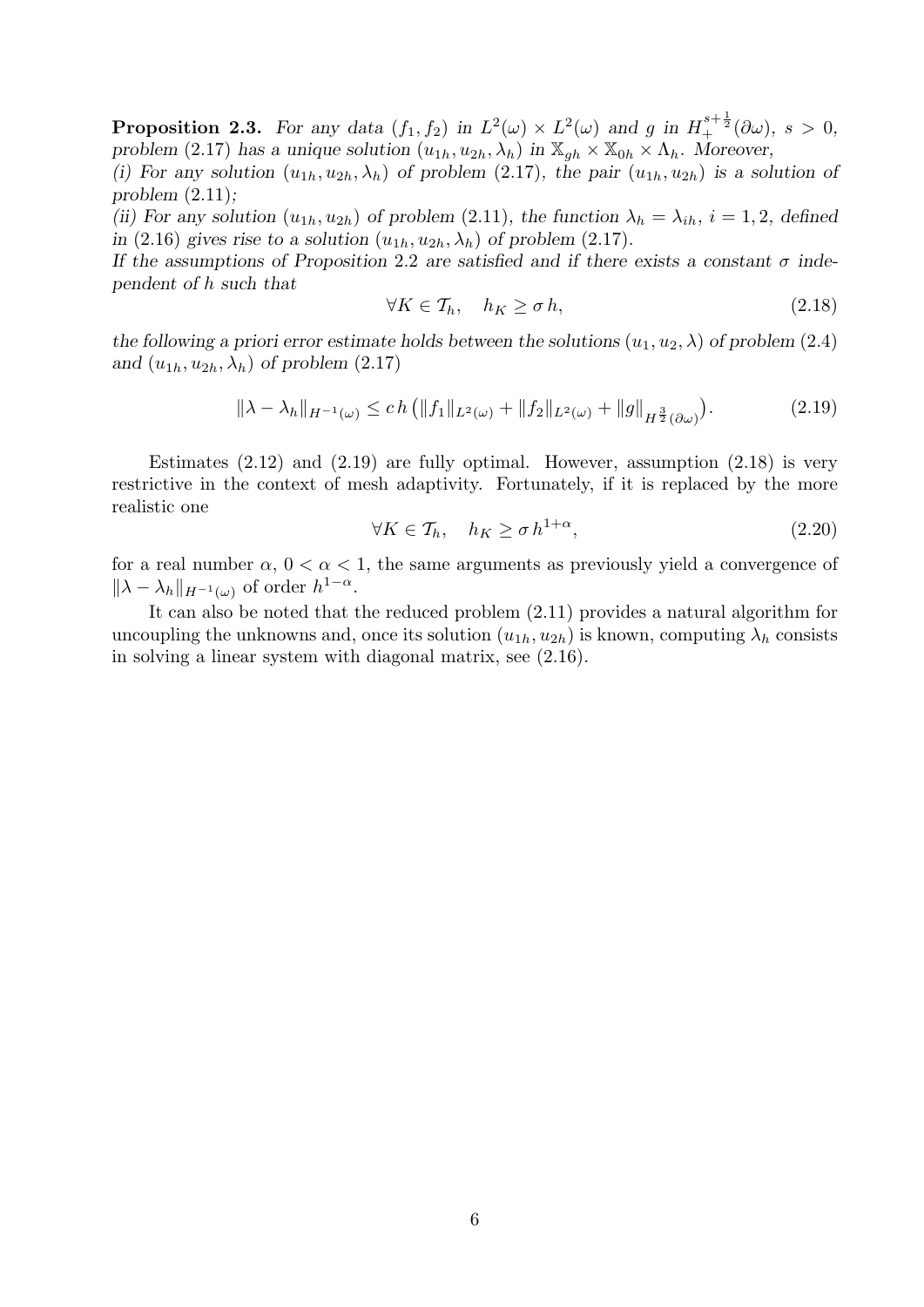**Proposition 2.3.** *For any data $(f_1, f_2)$ in $L^2(\omega) \times L^2(\omega)$ and $g$ in $H_+^{s+\frac{1}{2}}(\partial\omega)$, $s > 0$, problem (2.17) has a unique solution $(u_{1h}, u_{2h}, \lambda_h)$ in $\mathbb{X}_{gh} \times \mathbb{X}_{0h} \times \Lambda_h$. Moreover,*

*(i) For any solution $(u_{1h}, u_{2h}, \lambda_h)$ of problem (2.17), the pair $(u_{1h}, u_{2h})$ is a solution of problem (2.11);*

*(ii) For any solution $(u_{1h}, u_{2h})$ of problem (2.11), the function $\lambda_h = \lambda_{ih}$, $i = 1, 2$, defined in (2.16) gives rise to a solution $(u_{1h}, u_{2h}, \lambda_h)$ of problem (2.17).*

*If the assumptions of Proposition 2.2 are satisfied and if there exists a constant $\sigma$ independent of $h$ such that*

$$\forall K \in \mathcal{T}_h, \quad h_K \geq \sigma\, h, \tag{2.18}$$

*the following a priori error estimate holds between the solutions $(u_1, u_2, \lambda)$ of problem (2.4) and $(u_{1h}, u_{2h}, \lambda_h)$ of problem (2.17)*

$$\|\lambda - \lambda_h\|_{H^{-1}(\omega)} \leq c\, h \left(\|f_1\|_{L^2(\omega)} + \|f_2\|_{L^2(\omega)} + \|g\|_{H^{\frac{3}{2}}(\partial\omega)}\right). \tag{2.19}$$

Estimates (2.12) and (2.19) are fully optimal. However, assumption (2.18) is very restrictive in the context of mesh adaptivity. Fortunately, if it is replaced by the more realistic one

$$\forall K \in \mathcal{T}_h, \quad h_K \geq \sigma\, h^{1+\alpha}, \tag{2.20}$$

for a real number $\alpha$, $0 < \alpha < 1$, the same arguments as previously yield a convergence of $\|\lambda - \lambda_h\|_{H^{-1}(\omega)}$ of order $h^{1-\alpha}$.

It can also be noted that the reduced problem (2.11) provides a natural algorithm for uncoupling the unknowns and, once its solution $(u_{1h}, u_{2h})$ is known, computing $\lambda_h$ consists in solving a linear system with diagonal matrix, see (2.16).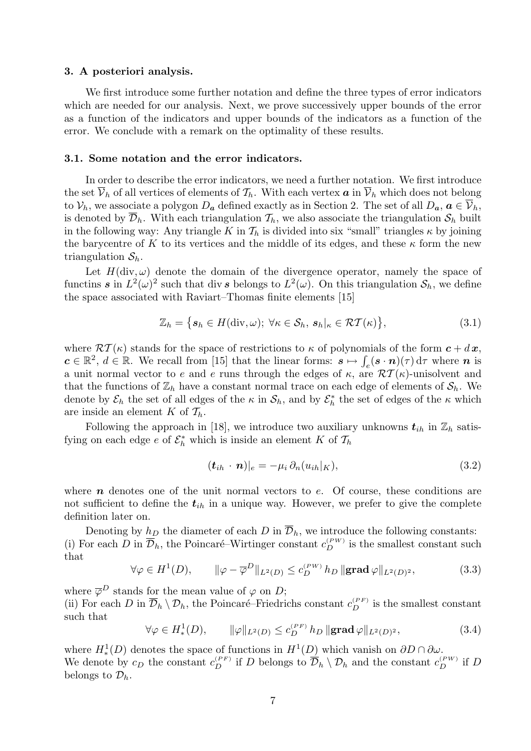## 3. A posteriori analysis.

We first introduce some further notation and define the three types of error indicators which are needed for our analysis. Next, we prove successively upper bounds of the error as a function of the indicators and upper bounds of the indicators as a function of the error. We conclude with a remark on the optimality of these results.

### 3.1. Some notation and the error indicators.

In order to describe the error indicators, we need a further notation. We first introduce the set $\overline{\mathcal{V}}_h$ of all vertices of elements of $\mathcal{T}_h$. With each vertex $\boldsymbol{a}$ in $\overline{\mathcal{V}}_h$ which does not belong to $\mathcal{V}_h$, we associate a polygon $D_{\boldsymbol{a}}$ defined exactly as in Section 2. The set of all $D_{\boldsymbol{a}}$, $\boldsymbol{a} \in \overline{\mathcal{V}}_h$, is denoted by $\overline{\mathcal{D}}_h$. With each triangulation $\mathcal{T}_h$, we also associate the triangulation $\mathcal{S}_h$ built in the following way: Any triangle $K$ in $\mathcal{T}_h$ is divided into six "small" triangles $\kappa$ by joining the barycentre of $K$ to its vertices and the middle of its edges, and these $\kappa$ form the new triangulation $\mathcal{S}_h$.

Let $H(\text{div}, \omega)$ denote the domain of the divergence operator, namely the space of functins $\boldsymbol{s}$ in $L^2(\omega)^2$ such that $\text{div}\, \boldsymbol{s}$ belongs to $L^2(\omega)$. On this triangulation $\mathcal{S}_h$, we define the space associated with Raviart–Thomas finite elements [15]

$$\mathbb{Z}_h = \big\{ \boldsymbol{s}_h \in H(\text{div}, \omega);\ \forall \kappa \in \mathcal{S}_h,\ \boldsymbol{s}_h|_\kappa \in \mathcal{RT}(\kappa) \big\}, \tag{3.1}$$

where $\mathcal{RT}(\kappa)$ stands for the space of restrictions to $\kappa$ of polynomials of the form $\boldsymbol{c} + d\,\boldsymbol{x}$, $\boldsymbol{c} \in \mathbb{R}^2$, $d \in \mathbb{R}$. We recall from [15] that the linear forms: $\boldsymbol{s} \mapsto \int_e (\boldsymbol{s} \cdot \boldsymbol{n})(\tau)\, d\tau$ where $\boldsymbol{n}$ is a unit normal vector to $e$ and $e$ runs through the edges of $\kappa$, are $\mathcal{RT}(\kappa)$-unisolvent and that the functions of $\mathbb{Z}_h$ have a constant normal trace on each edge of elements of $\mathcal{S}_h$. We denote by $\mathcal{E}_h$ the set of all edges of the $\kappa$ in $\mathcal{S}_h$, and by $\mathcal{E}_h^*$ the set of edges of the $\kappa$ which are inside an element $K$ of $\mathcal{T}_h$.

Following the approach in [18], we introduce two auxiliary unknowns $\boldsymbol{t}_{ih}$ in $\mathbb{Z}_h$ satisfying on each edge $e$ of $\mathcal{E}_h^*$ which is inside an element $K$ of $\mathcal{T}_h$

$$(\boldsymbol{t}_{ih} \cdot \boldsymbol{n})|_e = -\mu_i\, \partial_n (u_{ih}|_K), \tag{3.2}$$

where $\boldsymbol{n}$ denotes one of the unit normal vectors to $e$. Of course, these conditions are not sufficient to define the $\boldsymbol{t}_{ih}$ in a unique way. However, we prefer to give the complete definition later on.

Denoting by $h_D$ the diameter of each $D$ in $\overline{\mathcal{D}}_h$, we introduce the following constants:
(i) For each $D$ in $\overline{\mathcal{D}}_h$, the Poincaré–Wirtinger constant $c_D^{(PW)}$ is the smallest constant such that

$$\forall \varphi \in H^1(D), \qquad \|\varphi - \overline{\varphi}^D\|_{L^2(D)} \le c_D^{(PW)}\, h_D\, \|\mathbf{grad}\, \varphi\|_{L^2(D)^2}, \tag{3.3}$$

where $\overline{\varphi}^D$ stands for the mean value of $\varphi$ on $D$;
(ii) For each $D$ in $\overline{\mathcal{D}}_h \setminus \mathcal{D}_h$, the Poincaré–Friedrichs constant $c_D^{(PF)}$ is the smallest constant such that

$$\forall \varphi \in H^1_*(D), \qquad \|\varphi\|_{L^2(D)} \le c_D^{(PF)}\, h_D\, \|\mathbf{grad}\, \varphi\|_{L^2(D)^2}, \tag{3.4}$$

where $H^1_*(D)$ denotes the space of functions in $H^1(D)$ which vanish on $\partial D \cap \partial\omega$.
We denote by $c_D$ the constant $c_D^{(PF)}$ if $D$ belongs to $\overline{\mathcal{D}}_h \setminus \mathcal{D}_h$ and the constant $c_D^{(PW)}$ if $D$ belongs to $\mathcal{D}_h$.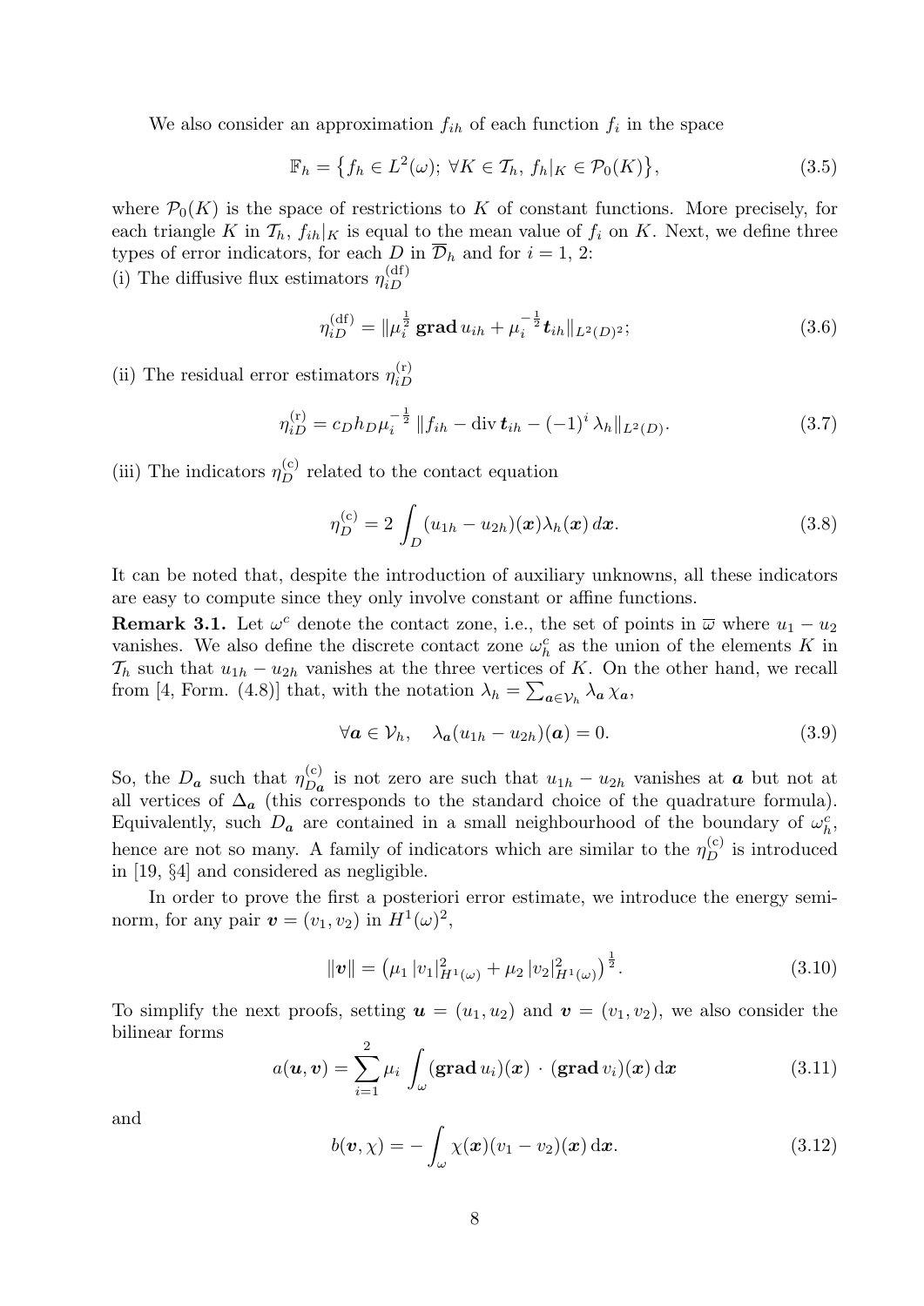We also consider an approximation $f_{ih}$ of each function $f_i$ in the space

$$\mathbb{F}_h = \{f_h \in L^2(\omega);\ \forall K \in \mathcal{T}_h,\ f_h|_K \in \mathcal{P}_0(K)\}, \tag{3.5}$$

where $\mathcal{P}_0(K)$ is the space of restrictions to $K$ of constant functions. More precisely, for each triangle $K$ in $\mathcal{T}_h$, $f_{ih}|_K$ is equal to the mean value of $f_i$ on $K$. Next, we define three types of error indicators, for each $D$ in $\overline{\mathcal{D}}_h$ and for $i = 1, 2$:

(i) The diffusive flux estimators $\eta_{iD}^{(\mathrm{df})}$

$$\eta_{iD}^{(\mathrm{df})} = \|\mu_i^{\frac{1}{2}}\, \mathbf{grad}\, u_{ih} + \mu_i^{-\frac{1}{2}} \boldsymbol{t}_{ih}\|_{L^2(D)^2}; \tag{3.6}$$

(ii) The residual error estimators $\eta_{iD}^{(\mathrm{r})}$

$$\eta_{iD}^{(\mathrm{r})} = c_D h_D \mu_i^{-\frac{1}{2}}\, \|f_{ih} - \mathrm{div}\, \boldsymbol{t}_{ih} - (-1)^i\, \lambda_h\|_{L^2(D)}. \tag{3.7}$$

(iii) The indicators $\eta_D^{(\mathrm{c})}$ related to the contact equation

$$\eta_D^{(\mathrm{c})} = 2 \int_D (u_{1h} - u_{2h})(\boldsymbol{x}) \lambda_h(\boldsymbol{x})\, d\boldsymbol{x}. \tag{3.8}$$

It can be noted that, despite the introduction of auxiliary unknowns, all these indicators are easy to compute since they only involve constant or affine functions.

**Remark 3.1.** Let $\omega^c$ denote the contact zone, i.e., the set of points in $\overline{\omega}$ where $u_1 - u_2$ vanishes. We also define the discrete contact zone $\omega_h^c$ as the union of the elements $K$ in $\mathcal{T}_h$ such that $u_{1h} - u_{2h}$ vanishes at the three vertices of $K$. On the other hand, we recall from [4, Form. (4.8)] that, with the notation $\lambda_h = \sum_{\boldsymbol{a} \in \mathcal{V}_h} \lambda_{\boldsymbol{a}}\, \chi_{\boldsymbol{a}}$,

$$\forall \boldsymbol{a} \in \mathcal{V}_h, \quad \lambda_{\boldsymbol{a}} (u_{1h} - u_{2h})(\boldsymbol{a}) = 0. \tag{3.9}$$

So, the $D_{\boldsymbol{a}}$ such that $\eta_{D_{\boldsymbol{a}}}^{(\mathrm{c})}$ is not zero are such that $u_{1h} - u_{2h}$ vanishes at $\boldsymbol{a}$ but not at all vertices of $\Delta_{\boldsymbol{a}}$ (this corresponds to the standard choice of the quadrature formula). Equivalently, such $D_{\boldsymbol{a}}$ are contained in a small neighbourhood of the boundary of $\omega_h^c$, hence are not so many. A family of indicators which are similar to the $\eta_D^{(\mathrm{c})}$ is introduced in [19, §4] and considered as negligible.

In order to prove the first a posteriori error estimate, we introduce the energy semi-norm, for any pair $\boldsymbol{v} = (v_1, v_2)$ in $H^1(\omega)^2$,

$$\|\boldsymbol{v}\| = \left(\mu_1\, |v_1|_{H^1(\omega)}^2 + \mu_2\, |v_2|_{H^1(\omega)}^2\right)^{\frac{1}{2}}. \tag{3.10}$$

To simplify the next proofs, setting $\boldsymbol{u} = (u_1, u_2)$ and $\boldsymbol{v} = (v_1, v_2)$, we also consider the bilinear forms

$$a(\boldsymbol{u}, \boldsymbol{v}) = \sum_{i=1}^{2} \mu_i \int_\omega (\mathbf{grad}\, u_i)(\boldsymbol{x}) \cdot (\mathbf{grad}\, v_i)(\boldsymbol{x})\, \mathrm{d}\boldsymbol{x} \tag{3.11}$$

and

$$b(\boldsymbol{v}, \chi) = -\int_\omega \chi(\boldsymbol{x})(v_1 - v_2)(\boldsymbol{x})\, \mathrm{d}\boldsymbol{x}. \tag{3.12}$$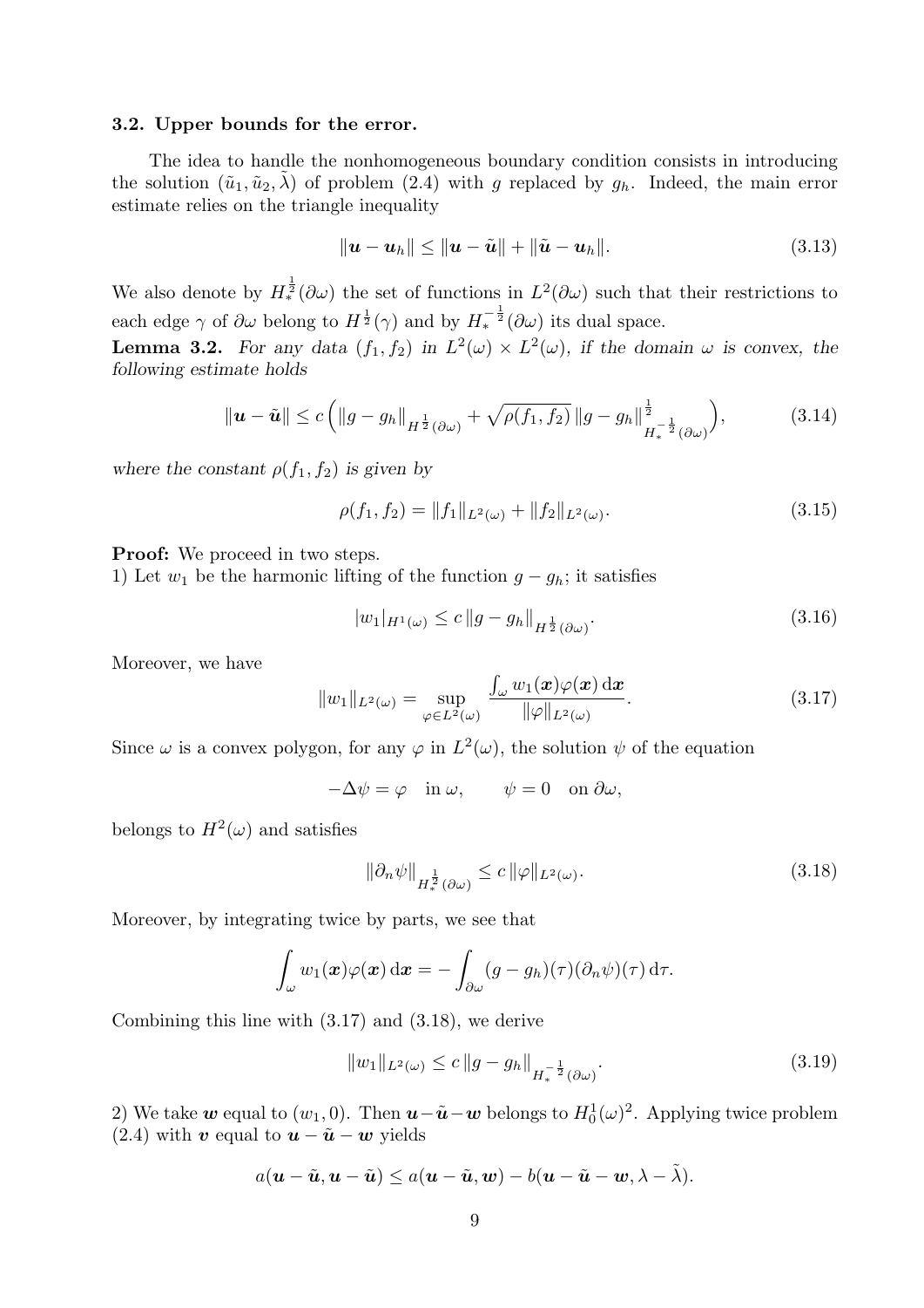### 3.2. Upper bounds for the error.

The idea to handle the nonhomogeneous boundary condition consists in introducing the solution $(\tilde{u}_1, \tilde{u}_2, \tilde{\lambda})$ of problem (2.4) with $g$ replaced by $g_h$. Indeed, the main error estimate relies on the triangle inequality

$$\|\boldsymbol{u} - \boldsymbol{u}_h\| \leq \|\boldsymbol{u} - \tilde{\boldsymbol{u}}\| + \|\tilde{\boldsymbol{u}} - \boldsymbol{u}_h\|. \tag{3.13}$$

We also denote by $H_*^{\frac{1}{2}}(\partial\omega)$ the set of functions in $L^2(\partial\omega)$ such that their restrictions to each edge $\gamma$ of $\partial\omega$ belong to $H^{\frac{1}{2}}(\gamma)$ and by $H_*^{-\frac{1}{2}}(\partial\omega)$ its dual space.

**Lemma 3.2.** *For any data $(f_1, f_2)$ in $L^2(\omega) \times L^2(\omega)$, if the domain $\omega$ is convex, the following estimate holds*

$$\|\boldsymbol{u} - \tilde{\boldsymbol{u}}\| \leq c \Big( \|g - g_h\|_{H^{\frac{1}{2}}(\partial\omega)} + \sqrt{\rho(f_1, f_2)}\, \|g - g_h\|_{H_*^{-\frac{1}{2}}(\partial\omega)}^{\frac{1}{2}} \Big), \tag{3.14}$$

*where the constant $\rho(f_1, f_2)$ is given by*

$$\rho(f_1, f_2) = \|f_1\|_{L^2(\omega)} + \|f_2\|_{L^2(\omega)}. \tag{3.15}$$

**Proof:** We proceed in two steps.
1) Let $w_1$ be the harmonic lifting of the function $g - g_h$; it satisfies

$$|w_1|_{H^1(\omega)} \leq c\, \|g - g_h\|_{H^{\frac{1}{2}}(\partial\omega)}. \tag{3.16}$$

Moreover, we have

$$\|w_1\|_{L^2(\omega)} = \sup_{\varphi \in L^2(\omega)} \frac{\int_\omega w_1(\boldsymbol{x})\varphi(\boldsymbol{x})\, \mathrm{d}\boldsymbol{x}}{\|\varphi\|_{L^2(\omega)}}. \tag{3.17}$$

Since $\omega$ is a convex polygon, for any $\varphi$ in $L^2(\omega)$, the solution $\psi$ of the equation

$$-\Delta\psi = \varphi \quad \text{in } \omega, \qquad \psi = 0 \quad \text{on } \partial\omega,$$

belongs to $H^2(\omega)$ and satisfies

$$\|\partial_n \psi\|_{H_*^{\frac{1}{2}}(\partial\omega)} \leq c\, \|\varphi\|_{L^2(\omega)}. \tag{3.18}$$

Moreover, by integrating twice by parts, we see that

$$\int_\omega w_1(\boldsymbol{x})\varphi(\boldsymbol{x})\, \mathrm{d}\boldsymbol{x} = -\int_{\partial\omega} (g - g_h)(\tau)(\partial_n\psi)(\tau)\, \mathrm{d}\tau.$$

Combining this line with (3.17) and (3.18), we derive

$$\|w_1\|_{L^2(\omega)} \leq c\, \|g - g_h\|_{H_*^{-\frac{1}{2}}(\partial\omega)}. \tag{3.19}$$

2) We take $\boldsymbol{w}$ equal to $(w_1, 0)$. Then $\boldsymbol{u} - \tilde{\boldsymbol{u}} - \boldsymbol{w}$ belongs to $H_0^1(\omega)^2$. Applying twice problem (2.4) with $\boldsymbol{v}$ equal to $\boldsymbol{u} - \tilde{\boldsymbol{u}}$ yields

$$a(\boldsymbol{u} - \tilde{\boldsymbol{u}}, \boldsymbol{u} - \tilde{\boldsymbol{u}}) \leq a(\boldsymbol{u} - \tilde{\boldsymbol{u}}, \boldsymbol{w}) - b(\boldsymbol{u} - \tilde{\boldsymbol{u}} - \boldsymbol{w}, \lambda - \tilde{\lambda}).$$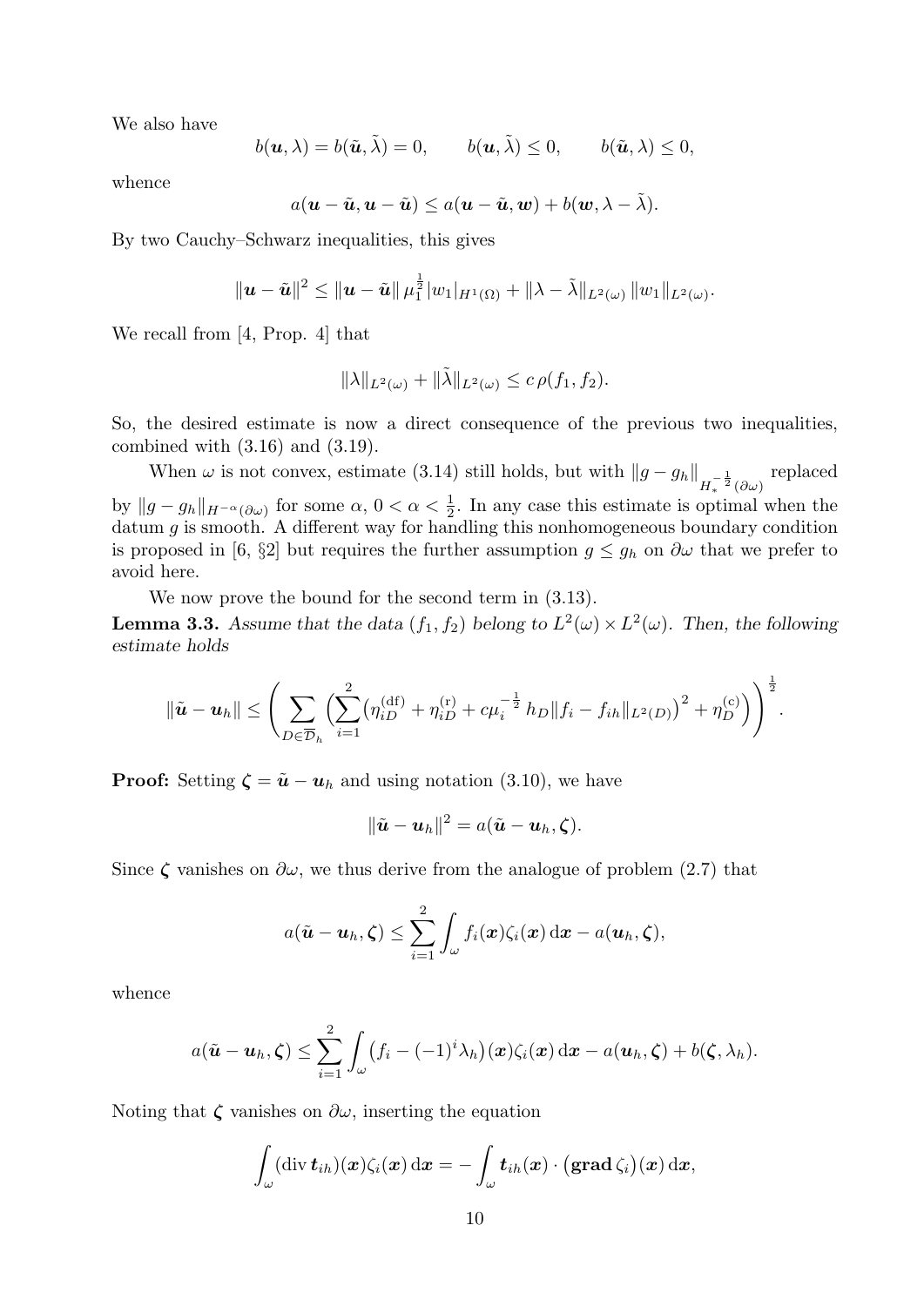We also have

$$b(\boldsymbol{u}, \lambda) = b(\tilde{\boldsymbol{u}}, \tilde{\lambda}) = 0, \qquad b(\boldsymbol{u}, \tilde{\lambda}) \leq 0, \qquad b(\tilde{\boldsymbol{u}}, \lambda) \leq 0,$$

whence

$$a(\boldsymbol{u} - \tilde{\boldsymbol{u}}, \boldsymbol{u} - \tilde{\boldsymbol{u}}) \leq a(\boldsymbol{u} - \tilde{\boldsymbol{u}}, \boldsymbol{w}) + b(\boldsymbol{w}, \lambda - \tilde{\lambda}).$$

By two Cauchy–Schwarz inequalities, this gives

$$\|\boldsymbol{u} - \tilde{\boldsymbol{u}}\|^2 \leq \|\boldsymbol{u} - \tilde{\boldsymbol{u}}\| \, \mu_1^{\frac{1}{2}} |w_1|_{H^1(\Omega)} + \|\lambda - \tilde{\lambda}\|_{L^2(\omega)} \, \|w_1\|_{L^2(\omega)}.$$

We recall from [4, Prop. 4] that

$$\|\lambda\|_{L^2(\omega)} + \|\tilde{\lambda}\|_{L^2(\omega)} \leq c \, \rho(f_1, f_2).$$

So, the desired estimate is now a direct consequence of the previous two inequalities, combined with (3.16) and (3.19).

When $\omega$ is not convex, estimate (3.14) still holds, but with $\|g - g_h\|_{H_*^{-\frac{1}{2}}(\partial\omega)}$ replaced by $\|g - g_h\|_{H^{-\alpha}(\partial\omega)}$ for some $\alpha$, $0 < \alpha < \frac{1}{2}$. In any case this estimate is optimal when the datum $g$ is smooth. A different way for handling this nonhomogeneous boundary condition is proposed in [6, §2] but requires the further assumption $g \leq g_h$ on $\partial\omega$ that we prefer to avoid here.

We now prove the bound for the second term in (3.13).

**Lemma 3.3.** *Assume that the data $(f_1, f_2)$ belong to $L^2(\omega) \times L^2(\omega)$. Then, the following estimate holds*

$$\|\tilde{\boldsymbol{u}} - \boldsymbol{u}_h\| \leq \left( \sum_{D \in \overline{\mathcal{D}}_h} \left( \sum_{i=1}^{2} \big( \eta_{iD}^{(\mathrm{df})} + \eta_{iD}^{(\mathrm{r})} + c \mu_i^{-\frac{1}{2}} \, h_D \|f_i - f_{ih}\|_{L^2(D)} \big)^2 + \eta_D^{(\mathrm{c})} \right) \right)^{\frac{1}{2}}.$$

**Proof:** Setting $\boldsymbol{\zeta} = \tilde{\boldsymbol{u}} - \boldsymbol{u}_h$ and using notation (3.10), we have

$$\|\tilde{\boldsymbol{u}} - \boldsymbol{u}_h\|^2 = a(\tilde{\boldsymbol{u}} - \boldsymbol{u}_h, \boldsymbol{\zeta}).$$

Since $\boldsymbol{\zeta}$ vanishes on $\partial\omega$, we thus derive from the analogue of problem (2.7) that

$$a(\tilde{\boldsymbol{u}} - \boldsymbol{u}_h, \boldsymbol{\zeta}) \leq \sum_{i=1}^{2} \int_\omega f_i(\boldsymbol{x}) \zeta_i(\boldsymbol{x}) \, \mathrm{d}\boldsymbol{x} - a(\boldsymbol{u}_h, \boldsymbol{\zeta}),$$

whence

$$a(\tilde{\boldsymbol{u}} - \boldsymbol{u}_h, \boldsymbol{\zeta}) \leq \sum_{i=1}^{2} \int_\omega \big( f_i - (-1)^i \lambda_h \big)(\boldsymbol{x}) \zeta_i(\boldsymbol{x}) \, \mathrm{d}\boldsymbol{x} - a(\boldsymbol{u}_h, \boldsymbol{\zeta}) + b(\boldsymbol{\zeta}, \lambda_h).$$

Noting that $\boldsymbol{\zeta}$ vanishes on $\partial\omega$, inserting the equation

$$\int_\omega (\operatorname{div} \boldsymbol{t}_{ih})(\boldsymbol{x}) \zeta_i(\boldsymbol{x}) \, \mathrm{d}\boldsymbol{x} = - \int_\omega \boldsymbol{t}_{ih}(\boldsymbol{x}) \cdot \big( \mathbf{grad} \, \zeta_i \big)(\boldsymbol{x}) \, \mathrm{d}\boldsymbol{x},$$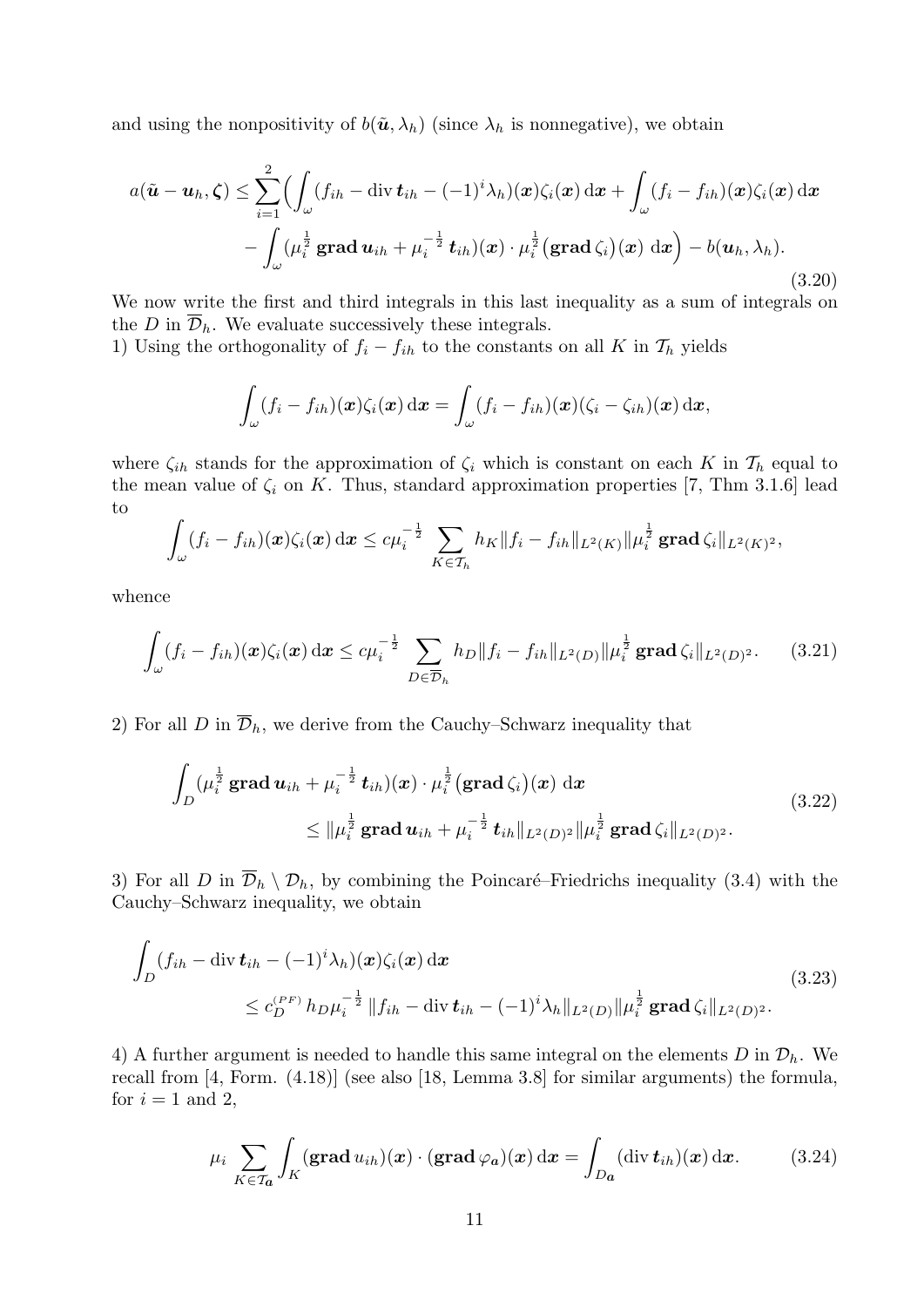and using the nonpositivity of $b(\tilde{\boldsymbol{u}}, \lambda_h)$ (since $\lambda_h$ is nonnegative), we obtain

$$
\begin{aligned}
a(\tilde{\boldsymbol{u}} - \boldsymbol{u}_h, \boldsymbol{\zeta}) \leq \sum_{i=1}^{2} \Big( & \int_\omega (f_{ih} - \operatorname{div} \boldsymbol{t}_{ih} - (-1)^i \lambda_h)(\boldsymbol{x}) \zeta_i(\boldsymbol{x}) \, \mathrm{d}\boldsymbol{x} + \int_\omega (f_i - f_{ih})(\boldsymbol{x}) \zeta_i(\boldsymbol{x}) \, \mathrm{d}\boldsymbol{x} \\
& - \int_\omega (\mu_i^{\frac{1}{2}} \, \mathbf{grad} \, \boldsymbol{u}_{ih} + \mu_i^{-\frac{1}{2}} \, \boldsymbol{t}_{ih})(\boldsymbol{x}) \cdot \mu_i^{\frac{1}{2}} \big( \mathbf{grad} \, \zeta_i \big)(\boldsymbol{x}) \, \mathrm{d}\boldsymbol{x} \Big) - b(\boldsymbol{u}_h, \lambda_h).
\end{aligned}
\tag{3.20}
$$

We now write the first and third integrals in this last inequality as a sum of integrals on the $D$ in $\overline{\mathcal{D}}_h$. We evaluate successively these integrals.

1) Using the orthogonality of $f_i - f_{ih}$ to the constants on all $K$ in $\mathcal{T}_h$ yields

$$
\int_\omega (f_i - f_{ih})(\boldsymbol{x}) \zeta_i(\boldsymbol{x}) \, \mathrm{d}\boldsymbol{x} = \int_\omega (f_i - f_{ih})(\boldsymbol{x}) (\zeta_i - \zeta_{ih})(\boldsymbol{x}) \, \mathrm{d}\boldsymbol{x},
$$

where $\zeta_{ih}$ stands for the approximation of $\zeta_i$ which is constant on each $K$ in $\mathcal{T}_h$ equal to the mean value of $\zeta_i$ on $K$. Thus, standard approximation properties [7, Thm 3.1.6] lead to

$$
\int_\omega (f_i - f_{ih})(\boldsymbol{x}) \zeta_i(\boldsymbol{x}) \, \mathrm{d}\boldsymbol{x} \leq c \mu_i^{-\frac{1}{2}} \sum_{K \in \mathcal{T}_h} h_K \| f_i - f_{ih} \|_{L^2(K)} \| \mu_i^{\frac{1}{2}} \, \mathbf{grad} \, \zeta_i \|_{L^2(K)^2},
$$

whence

$$
\int_\omega (f_i - f_{ih})(\boldsymbol{x}) \zeta_i(\boldsymbol{x}) \, \mathrm{d}\boldsymbol{x} \leq c \mu_i^{-\frac{1}{2}} \sum_{D \in \overline{\mathcal{D}}_h} h_D \| f_i - f_{ih} \|_{L^2(D)} \| \mu_i^{\frac{1}{2}} \, \mathbf{grad} \, \zeta_i \|_{L^2(D)^2}. \tag{3.21}
$$

2) For all $D$ in $\overline{\mathcal{D}}_h$, we derive from the Cauchy–Schwarz inequality that

$$
\begin{aligned}
\int_D (\mu_i^{\frac{1}{2}} \, \mathbf{grad} \, \boldsymbol{u}_{ih} + \mu_i^{-\frac{1}{2}} \, \boldsymbol{t}_{ih})(\boldsymbol{x}) \cdot \mu_i^{\frac{1}{2}} \big( \mathbf{grad} \, \zeta_i \big)(\boldsymbol{x}) \, \mathrm{d}\boldsymbol{x} & \\
\leq \| \mu_i^{\frac{1}{2}} \, \mathbf{grad} \, \boldsymbol{u}_{ih} + \mu_i^{-\frac{1}{2}} \, \boldsymbol{t}_{ih} \|_{L^2(D)^2} \| \mu_i^{\frac{1}{2}} \, \mathbf{grad} \, \zeta_i \|_{L^2(D)^2}. &
\end{aligned}
\tag{3.22}
$$

3) For all $D$ in $\overline{\mathcal{D}}_h \setminus \mathcal{D}_h$, by combining the Poincaré–Friedrichs inequality (3.4) with the Cauchy–Schwarz inequality, we obtain

$$
\begin{aligned}
\int_D (f_{ih} - \operatorname{div} \boldsymbol{t}_{ih} - (-1)^i \lambda_h)(\boldsymbol{x}) \zeta_i(\boldsymbol{x}) \, \mathrm{d}\boldsymbol{x} & \\
\leq c_D^{(PF)} \, h_D \mu_i^{-\frac{1}{2}} \, \| f_{ih} - \operatorname{div} \boldsymbol{t}_{ih} - (-1)^i \lambda_h \|_{L^2(D)} \| \mu_i^{\frac{1}{2}} \, \mathbf{grad} \, \zeta_i \|_{L^2(D)^2}. &
\end{aligned}
\tag{3.23}
$$

4) A further argument is needed to handle this same integral on the elements $D$ in $\mathcal{D}_h$. We recall from [4, Form. (4.18)] (see also [18, Lemma 3.8] for similar arguments) the formula, for $i = 1$ and $2$,

$$
\mu_i \sum_{K \in \mathcal{T}_{\boldsymbol{a}}} \int_K (\mathbf{grad} \, u_{ih})(\boldsymbol{x}) \cdot (\mathbf{grad} \, \varphi_{\boldsymbol{a}})(\boldsymbol{x}) \, \mathrm{d}\boldsymbol{x} = \int_{D_{\boldsymbol{a}}} (\operatorname{div} \boldsymbol{t}_{ih})(\boldsymbol{x}) \, \mathrm{d}\boldsymbol{x}. \tag{3.24}
$$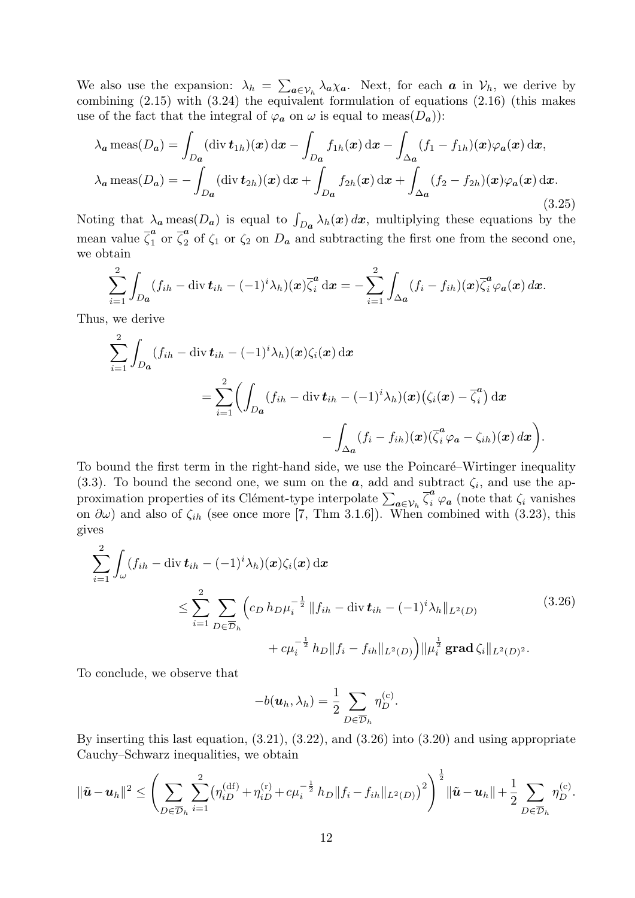We also use the expansion: $\lambda_h = \sum_{\boldsymbol{a}\in\mathcal{V}_h} \lambda_{\boldsymbol{a}}\chi_{\boldsymbol{a}}$. Next, for each $\boldsymbol{a}$ in $\mathcal{V}_h$, we derive by combining (2.15) with (3.24) the equivalent formulation of equations (2.16) (this makes use of the fact that the integral of $\varphi_{\boldsymbol{a}}$ on $\omega$ is equal to $\text{meas}(D_{\boldsymbol{a}})$):

$$
\begin{aligned}
\lambda_{\boldsymbol{a}}\,\text{meas}(D_{\boldsymbol{a}}) &= \int_{D_{\boldsymbol{a}}} (\text{div}\,\boldsymbol{t}_{1h})(\boldsymbol{x})\,\mathrm{d}\boldsymbol{x} - \int_{D_{\boldsymbol{a}}} f_{1h}(\boldsymbol{x})\,\mathrm{d}\boldsymbol{x} - \int_{\Delta_{\boldsymbol{a}}} (f_1 - f_{1h})(\boldsymbol{x})\varphi_{\boldsymbol{a}}(\boldsymbol{x})\,\mathrm{d}\boldsymbol{x},\\
\lambda_{\boldsymbol{a}}\,\text{meas}(D_{\boldsymbol{a}}) &= -\int_{D_{\boldsymbol{a}}} (\text{div}\,\boldsymbol{t}_{2h})(\boldsymbol{x})\,\mathrm{d}\boldsymbol{x} + \int_{D_{\boldsymbol{a}}} f_{2h}(\boldsymbol{x})\,\mathrm{d}\boldsymbol{x} + \int_{\Delta_{\boldsymbol{a}}} (f_2 - f_{2h})(\boldsymbol{x})\varphi_{\boldsymbol{a}}(\boldsymbol{x})\,\mathrm{d}\boldsymbol{x}.
\end{aligned}
\tag{3.25}
$$

Noting that $\lambda_{\boldsymbol{a}}\,\text{meas}(D_{\boldsymbol{a}})$ is equal to $\int_{D_{\boldsymbol{a}}} \lambda_h(\boldsymbol{x})\,d\boldsymbol{x}$, multiplying these equations by the mean value $\overline{\zeta}_1^{\boldsymbol{a}}$ or $\overline{\zeta}_2^{\boldsymbol{a}}$ of $\zeta_1$ or $\zeta_2$ on $D_{\boldsymbol{a}}$ and subtracting the first one from the second one, we obtain

$$
\sum_{i=1}^{2} \int_{D_{\boldsymbol{a}}} (f_{ih} - \text{div}\,\boldsymbol{t}_{ih} - (-1)^i\lambda_h)(\boldsymbol{x})\overline{\zeta}_i^{\boldsymbol{a}}\,\mathrm{d}\boldsymbol{x} = -\sum_{i=1}^{2} \int_{\Delta_{\boldsymbol{a}}} (f_i - f_{ih})(\boldsymbol{x})\overline{\zeta}_i^{\boldsymbol{a}}\varphi_{\boldsymbol{a}}(\boldsymbol{x})\,d\boldsymbol{x}.
$$

Thus, we derive

$$
\begin{aligned}
\sum_{i=1}^{2} \int_{D_{\boldsymbol{a}}} &(f_{ih} - \text{div}\,\boldsymbol{t}_{ih} - (-1)^i\lambda_h)(\boldsymbol{x})\zeta_i(\boldsymbol{x})\,\mathrm{d}\boldsymbol{x}\\
&= \sum_{i=1}^{2} \Big( \int_{D_{\boldsymbol{a}}} (f_{ih} - \text{div}\,\boldsymbol{t}_{ih} - (-1)^i\lambda_h)(\boldsymbol{x})\big(\zeta_i(\boldsymbol{x}) - \overline{\zeta}_i^{\boldsymbol{a}}\big)\,\mathrm{d}\boldsymbol{x}\\
&\qquad\qquad - \int_{\Delta_{\boldsymbol{a}}} (f_i - f_{ih})(\boldsymbol{x})(\overline{\zeta}_i^{\boldsymbol{a}}\varphi_{\boldsymbol{a}} - \zeta_{ih})(\boldsymbol{x})\,d\boldsymbol{x}\Big).
\end{aligned}
$$

To bound the first term in the right-hand side, we use the Poincaré–Wirtinger inequality (3.3). To bound the second one, we sum on the $\boldsymbol{a}$, add and subtract $\zeta_i$, and use the approximation properties of its Clément-type interpolate $\sum_{\boldsymbol{a}\in\mathcal{V}_h} \overline{\zeta}_i^{\boldsymbol{a}}\,\varphi_{\boldsymbol{a}}$ (note that $\zeta_i$ vanishes on $\partial\omega$) and also of $\zeta_{ih}$ (see once more [7, Thm 3.1.6]). When combined with (3.23), this gives

$$
\begin{aligned}
\sum_{i=1}^{2} \int_{\omega} &(f_{ih} - \text{div}\,\boldsymbol{t}_{ih} - (-1)^i\lambda_h)(\boldsymbol{x})\zeta_i(\boldsymbol{x})\,\mathrm{d}\boldsymbol{x}\\
&\le \sum_{i=1}^{2} \sum_{D\in\overline{\mathcal{D}}_h} \Big( c_D\, h_D \mu_i^{-\frac{1}{2}} \|f_{ih} - \text{div}\,\boldsymbol{t}_{ih} - (-1)^i\lambda_h\|_{L^2(D)}\\
&\qquad\qquad + c\mu_i^{-\frac{1}{2}}\, h_D \|f_i - f_{ih}\|_{L^2(D)}\Big) \|\mu_i^{\frac{1}{2}}\,\mathbf{grad}\,\zeta_i\|_{L^2(D)^2}.
\end{aligned}
\tag{3.26}
$$

To conclude, we observe that

$$
-b(\boldsymbol{u}_h, \lambda_h) = \frac{1}{2} \sum_{D\in\overline{\mathcal{D}}_h} \eta_D^{(\mathrm{c})}.
$$

By inserting this last equation, (3.21), (3.22), and (3.26) into (3.20) and using appropriate Cauchy–Schwarz inequalities, we obtain

$$
\|\tilde{\boldsymbol{u}} - \boldsymbol{u}_h\|^2 \le \Bigg( \sum_{D\in\overline{\mathcal{D}}_h} \sum_{i=1}^{2} \big(\eta_{iD}^{(\mathrm{df})} + \eta_{iD}^{(\mathrm{r})} + c\mu_i^{-\frac{1}{2}}\, h_D \|f_i - f_{ih}\|_{L^2(D)}\big)^2 \Bigg)^{\frac{1}{2}} \|\tilde{\boldsymbol{u}} - \boldsymbol{u}_h\| + \frac{1}{2} \sum_{D\in\overline{\mathcal{D}}_h} \eta_D^{(\mathrm{c})}.
$$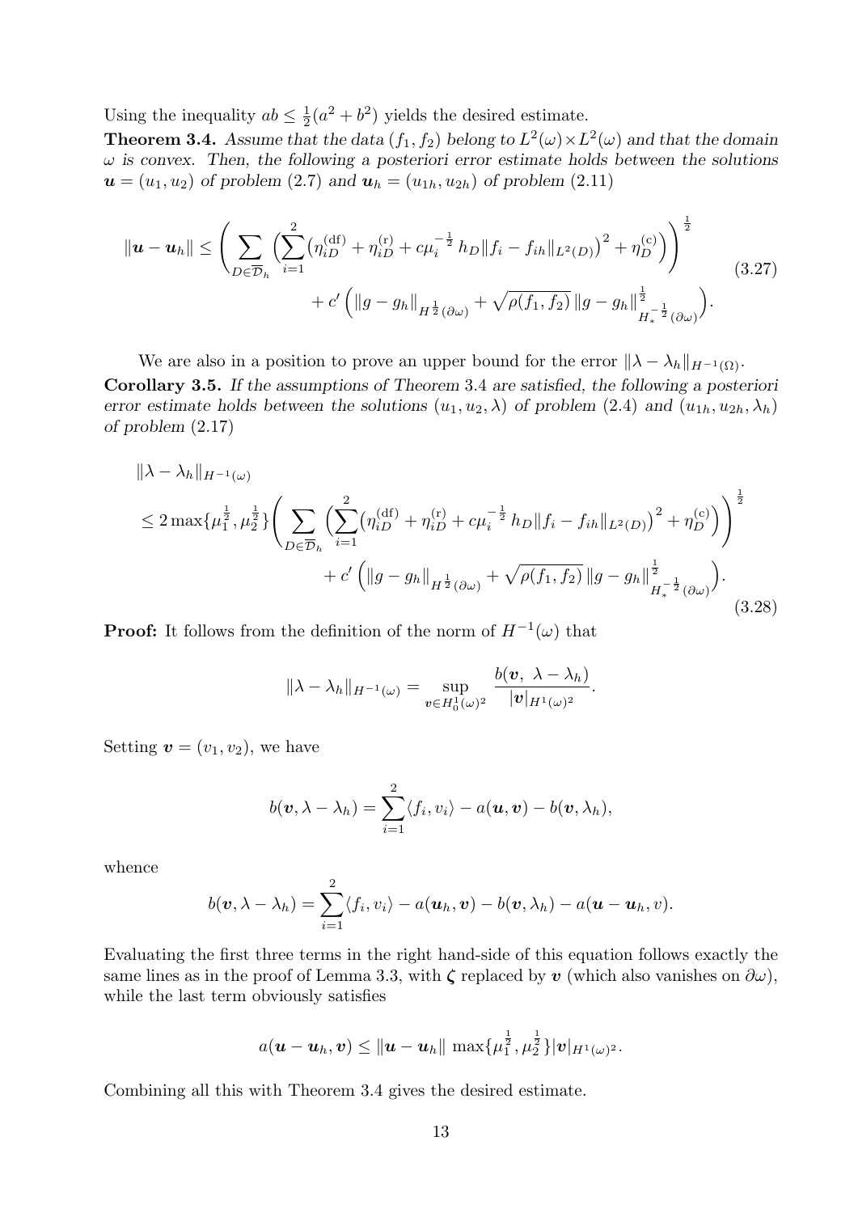Using the inequality $ab \leq \frac{1}{2}(a^2 + b^2)$ yields the desired estimate.

**Theorem 3.4.** *Assume that the data $(f_1, f_2)$ belong to $L^2(\omega) \times L^2(\omega)$ and that the domain $\omega$ is convex. Then, the following a posteriori error estimate holds between the solutions $\boldsymbol{u} = (u_1, u_2)$ of problem (2.7) and $\boldsymbol{u}_h = (u_{1h}, u_{2h})$ of problem (2.11)*

$$
\begin{aligned}
\|\boldsymbol{u} - \boldsymbol{u}_h\| \leq & \Bigg( \sum_{D \in \overline{\mathcal{D}}_h} \Big( \sum_{i=1}^{2} \big( \eta_{iD}^{(\mathrm{df})} + \eta_{iD}^{(\mathrm{r})} + c\mu_i^{-\frac{1}{2}}\, h_D \|f_i - f_{ih}\|_{L^2(D)} \big)^2 + \eta_D^{(\mathrm{c})} \Big) \Bigg)^{\frac{1}{2}} \\
& + c' \left( \|g - g_h\|_{H^{\frac{1}{2}}(\partial\omega)} + \sqrt{\rho(f_1, f_2)}\, \|g - g_h\|^{\frac{1}{2}}_{H_*^{-\frac{1}{2}}(\partial\omega)} \right).
\end{aligned}
\tag{3.27}
$$

We are also in a position to prove an upper bound for the error $\|\lambda - \lambda_h\|_{H^{-1}(\Omega)}$.

**Corollary 3.5.** *If the assumptions of Theorem 3.4 are satisfied, the following a posteriori error estimate holds between the solutions $(u_1, u_2, \lambda)$ of problem (2.4) and $(u_{1h}, u_{2h}, \lambda_h)$ of problem (2.17)*

$$
\begin{aligned}
& \|\lambda - \lambda_h\|_{H^{-1}(\omega)} \\
& \leq 2 \max\{\mu_1^{\frac{1}{2}}, \mu_2^{\frac{1}{2}}\} \Bigg( \sum_{D \in \overline{\mathcal{D}}_h} \Big( \sum_{i=1}^{2} \big( \eta_{iD}^{(\mathrm{df})} + \eta_{iD}^{(\mathrm{r})} + c\mu_i^{-\frac{1}{2}}\, h_D \|f_i - f_{ih}\|_{L^2(D)} \big)^2 + \eta_D^{(\mathrm{c})} \Big) \Bigg)^{\frac{1}{2}} \\
& \qquad + c' \left( \|g - g_h\|_{H^{\frac{1}{2}}(\partial\omega)} + \sqrt{\rho(f_1, f_2)}\, \|g - g_h\|^{\frac{1}{2}}_{H_*^{-\frac{1}{2}}(\partial\omega)} \right).
\end{aligned}
\tag{3.28}
$$

**Proof:** It follows from the definition of the norm of $H^{-1}(\omega)$ that

$$
\|\lambda - \lambda_h\|_{H^{-1}(\omega)} = \sup_{\boldsymbol{v} \in H_0^1(\omega)^2} \frac{b(\boldsymbol{v},\ \lambda - \lambda_h)}{|\boldsymbol{v}|_{H^1(\omega)^2}}.
$$

Setting $\boldsymbol{v} = (v_1, v_2)$, we have

$$
b(\boldsymbol{v}, \lambda - \lambda_h) = \sum_{i=1}^{2} \langle f_i, v_i \rangle - a(\boldsymbol{u}, \boldsymbol{v}) - b(\boldsymbol{v}, \lambda_h),
$$

whence

$$
b(\boldsymbol{v}, \lambda - \lambda_h) = \sum_{i=1}^{2} \langle f_i, v_i \rangle - a(\boldsymbol{u}_h, \boldsymbol{v}) - b(\boldsymbol{v}, \lambda_h) - a(\boldsymbol{u} - \boldsymbol{u}_h, v).
$$

Evaluating the first three terms in the right hand-side of this equation follows exactly the same lines as in the proof of Lemma 3.3, with $\boldsymbol{\zeta}$ replaced by $\boldsymbol{v}$ (which also vanishes on $\partial\omega$), while the last term obviously satisfies

$$
a(\boldsymbol{u} - \boldsymbol{u}_h, \boldsymbol{v}) \leq \|\boldsymbol{u} - \boldsymbol{u}_h\| \max\{\mu_1^{\frac{1}{2}}, \mu_2^{\frac{1}{2}}\} |\boldsymbol{v}|_{H^1(\omega)^2}.
$$

Combining all this with Theorem 3.4 gives the desired estimate.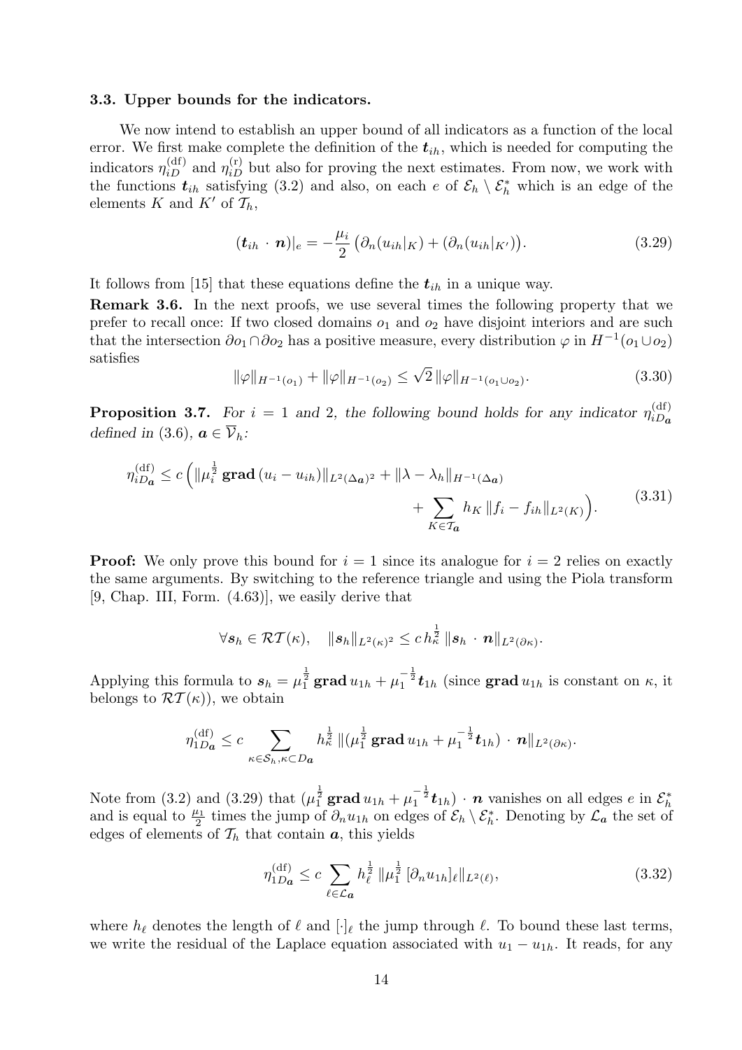### 3.3. Upper bounds for the indicators.

We now intend to establish an upper bound of all indicators as a function of the local error. We first make complete the definition of the $\boldsymbol{t}_{ih}$, which is needed for computing the indicators $\eta_{iD}^{(\mathrm{df})}$ and $\eta_{iD}^{(\mathrm{r})}$ but also for proving the next estimates. From now, we work with the functions $\boldsymbol{t}_{ih}$ satisfying (3.2) and also, on each $e$ of $\mathcal{E}_h \setminus \mathcal{E}_h^*$ which is an edge of the elements $K$ and $K'$ of $\mathcal{T}_h$,

$$(\boldsymbol{t}_{ih} \cdot \boldsymbol{n})|_e = -\frac{\mu_i}{2}\big(\partial_n(u_{ih}|_K) + (\partial_n(u_{ih}|_{K'})\big). \tag{3.29}$$

It follows from [15] that these equations define the $\boldsymbol{t}_{ih}$ in a unique way.

**Remark 3.6.** In the next proofs, we use several times the following property that we prefer to recall once: If two closed domains $o_1$ and $o_2$ have disjoint interiors and are such that the intersection $\partial o_1 \cap \partial o_2$ has a positive measure, every distribution $\varphi$ in $H^{-1}(o_1 \cup o_2)$ satisfies

$$\|\varphi\|_{H^{-1}(o_1)} + \|\varphi\|_{H^{-1}(o_2)} \leq \sqrt{2}\, \|\varphi\|_{H^{-1}(o_1 \cup o_2)}. \tag{3.30}$$

**Proposition 3.7.** *For $i = 1$ and $2$, the following bound holds for any indicator $\eta_{iD_{\boldsymbol{a}}}^{(\mathrm{df})}$ defined in (3.6), $\boldsymbol{a} \in \overline{\mathcal{V}}_h$:*

$$\eta_{iD_{\boldsymbol{a}}}^{(\mathrm{df})} \leq c\,\Big( \|\mu_i^{\frac{1}{2}}\, \mathbf{grad}\,(u_i - u_{ih})\|_{L^2(\Delta_{\boldsymbol{a}})^2} + \|\lambda - \lambda_h\|_{H^{-1}(\Delta_{\boldsymbol{a}})} + \sum_{K \in \mathcal{T}_{\boldsymbol{a}}} h_K\, \|f_i - f_{ih}\|_{L^2(K)}\Big). \tag{3.31}$$

**Proof:** We only prove this bound for $i = 1$ since its analogue for $i = 2$ relies on exactly the same arguments. By switching to the reference triangle and using the Piola transform [9, Chap. III, Form. (4.63)], we easily derive that

$$\forall \boldsymbol{s}_h \in \mathcal{RT}(\kappa), \quad \|\boldsymbol{s}_h\|_{L^2(\kappa)^2} \leq c\, h_\kappa^{\frac{1}{2}}\, \|\boldsymbol{s}_h \cdot \boldsymbol{n}\|_{L^2(\partial\kappa)}.$$

Applying this formula to $\boldsymbol{s}_h = \mu_1^{\frac{1}{2}}\, \mathbf{grad}\, u_{1h} + \mu_1^{-\frac{1}{2}} \boldsymbol{t}_{1h}$ (since $\mathbf{grad}\, u_{1h}$ is constant on $\kappa$, it belongs to $\mathcal{RT}(\kappa)$), we obtain

$$\eta_{1D_{\boldsymbol{a}}}^{(\mathrm{df})} \leq c \sum_{\kappa \in \mathcal{S}_h, \kappa \subset D_{\boldsymbol{a}}} h_\kappa^{\frac{1}{2}}\, \|(\mu_1^{\frac{1}{2}}\, \mathbf{grad}\, u_{1h} + \mu_1^{-\frac{1}{2}} \boldsymbol{t}_{1h}) \cdot \boldsymbol{n}\|_{L^2(\partial\kappa)}.$$

Note from (3.2) and (3.29) that $(\mu_1^{\frac{1}{2}}\, \mathbf{grad}\, u_{1h} + \mu_1^{-\frac{1}{2}} \boldsymbol{t}_{1h}) \cdot \boldsymbol{n}$ vanishes on all edges $e$ in $\mathcal{E}_h^*$ and is equal to $\frac{\mu_1}{2}$ times the jump of $\partial_n u_{1h}$ on edges of $\mathcal{E}_h \setminus \mathcal{E}_h^*$. Denoting by $\mathcal{L}_{\boldsymbol{a}}$ the set of edges of elements of $\mathcal{T}_h$ that contain $\boldsymbol{a}$, this yields

$$\eta_{1D_{\boldsymbol{a}}}^{(\mathrm{df})} \leq c \sum_{\ell \in \mathcal{L}_{\boldsymbol{a}}} h_\ell^{\frac{1}{2}}\, \|\mu_1^{\frac{1}{2}}\, [\partial_n u_{1h}]_\ell\|_{L^2(\ell)}, \tag{3.32}$$

where $h_\ell$ denotes the length of $\ell$ and $[\cdot]_\ell$ the jump through $\ell$. To bound these last terms, we write the residual of the Laplace equation associated with $u_1 - u_{1h}$. It reads, for any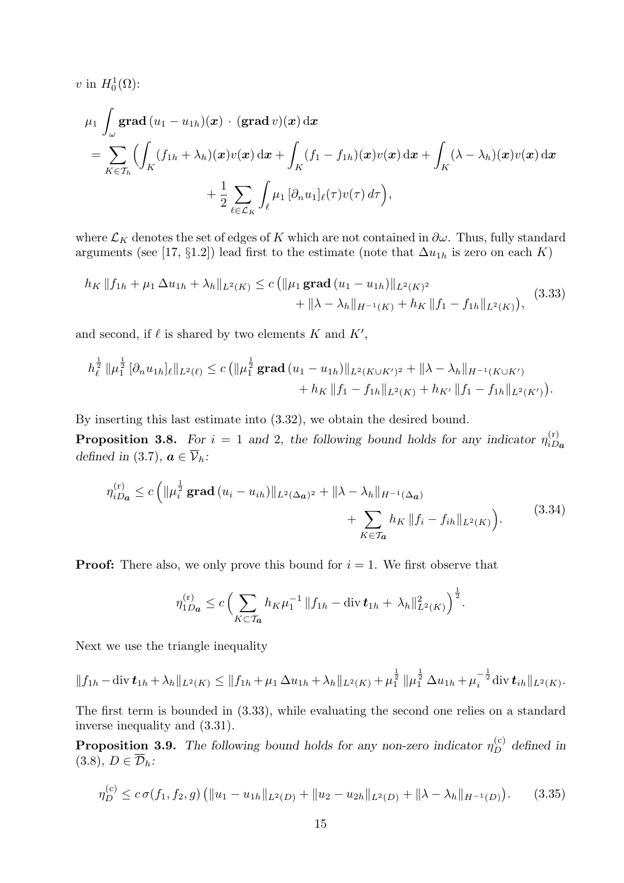$v$ in $H_0^1(\Omega)$:

$$
\begin{aligned}
&\mu_1 \int_\omega \mathbf{grad}\,(u_1 - u_{1h})(\boldsymbol{x}) \cdot (\mathbf{grad}\, v)(\boldsymbol{x})\, \mathrm{d}\boldsymbol{x} \\
&= \sum_{K \in \mathcal{T}_h} \Big( \int_K (f_{1h} + \lambda_h)(\boldsymbol{x}) v(\boldsymbol{x})\, \mathrm{d}\boldsymbol{x} + \int_K (f_1 - f_{1h})(\boldsymbol{x}) v(\boldsymbol{x})\, \mathrm{d}\boldsymbol{x} + \int_K (\lambda - \lambda_h)(\boldsymbol{x}) v(\boldsymbol{x})\, \mathrm{d}\boldsymbol{x} \\
&\qquad + \frac{1}{2} \sum_{\ell \in \mathcal{L}_K} \int_\ell \mu_1\, [\partial_n u_1]_\ell(\tau) v(\tau)\, d\tau \Big),
\end{aligned}
$$

where $\mathcal{L}_K$ denotes the set of edges of $K$ which are not contained in $\partial\omega$. Thus, fully standard arguments (see [17, §1.2]) lead first to the estimate (note that $\Delta u_{1h}$ is zero on each $K$)

$$
\begin{aligned}
h_K \, \|f_{1h} + \mu_1\, \Delta u_{1h} + \lambda_h\|_{L^2(K)} \le c \big( &\|\mu_1\, \mathbf{grad}\,(u_1 - u_{1h})\|_{L^2(K)^2} \\
&+ \|\lambda - \lambda_h\|_{H^{-1}(K)} + h_K \, \|f_1 - f_{1h}\|_{L^2(K)} \big),
\end{aligned} \tag{3.33}
$$

and second, if $\ell$ is shared by two elements $K$ and $K'$,

$$
\begin{aligned}
h_\ell^{\frac{1}{2}} \, \|\mu_1^{\frac{1}{2}} \, [\partial_n u_{1h}]_\ell\|_{L^2(\ell)} \le c \big( &\|\mu_1^{\frac{1}{2}}\, \mathbf{grad}\,(u_1 - u_{1h})\|_{L^2(K \cup K')^2} + \|\lambda - \lambda_h\|_{H^{-1}(K \cup K')} \\
&+ h_K \, \|f_1 - f_{1h}\|_{L^2(K)} + h_{K'} \, \|f_1 - f_{1h}\|_{L^2(K')} \big).
\end{aligned}
$$

By inserting this last estimate into (3.32), we obtain the desired bound.

**Proposition 3.8.** *For $i = 1$ and $2$, the following bound holds for any indicator $\eta_{iD\boldsymbol{a}}^{(\mathrm{r})}$ defined in (3.7), $\boldsymbol{a} \in \overline{\mathcal{V}}_h$:*

$$
\begin{aligned}
\eta_{iD\boldsymbol{a}}^{(\mathrm{r})} \le c \Big( &\|\mu_i^{\frac{1}{2}}\, \mathbf{grad}\,(u_i - u_{ih})\|_{L^2(\Delta_{\boldsymbol{a}})^2} + \|\lambda - \lambda_h\|_{H^{-1}(\Delta_{\boldsymbol{a}})} \\
&+ \sum_{K \in \mathcal{T}_{\boldsymbol{a}}} h_K \, \|f_i - f_{ih}\|_{L^2(K)} \Big).
\end{aligned} \tag{3.34}
$$

**Proof:** There also, we only prove this bound for $i = 1$. We first observe that

$$
\eta_{1D\boldsymbol{a}}^{(\mathrm{r})} \le c \Big( \sum_{K \subset \mathcal{T}_{\boldsymbol{a}}} h_K \mu_1^{-1} \, \|f_{1h} - \operatorname{div} \boldsymbol{t}_{1h} + \lambda_h\|_{L^2(K)}^2 \Big)^{\frac{1}{2}}.
$$

Next we use the triangle inequality

$$
\|f_{1h} - \operatorname{div} \boldsymbol{t}_{1h} + \lambda_h\|_{L^2(K)} \le \|f_{1h} + \mu_1\, \Delta u_{1h} + \lambda_h\|_{L^2(K)} + \mu_1^{\frac{1}{2}} \, \|\mu_1^{\frac{1}{2}}\, \Delta u_{1h} + \mu_i^{-\frac{1}{2}} \operatorname{div} \boldsymbol{t}_{ih}\|_{L^2(K)}.
$$

The first term is bounded in (3.33), while evaluating the second one relies on a standard inverse inequality and (3.31).

**Proposition 3.9.** *The following bound holds for any non-zero indicator $\eta_D^{(\mathrm{c})}$ defined in (3.8), $D \in \overline{\mathcal{D}}_h$:*

$$
\eta_D^{(\mathrm{c})} \le c\, \sigma(f_1, f_2, g) \big( \|u_1 - u_{1h}\|_{L^2(D)} + \|u_2 - u_{2h}\|_{L^2(D)} + \|\lambda - \lambda_h\|_{H^{-1}(D)} \big). \tag{3.35}
$$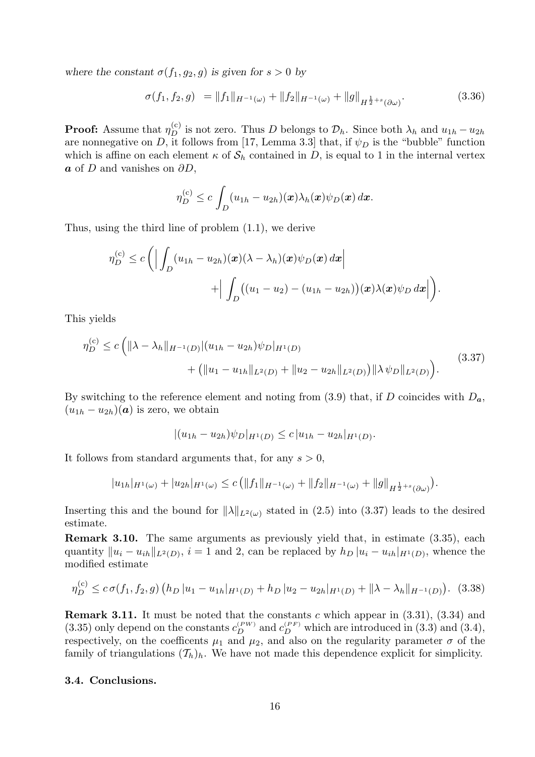*where the constant $\sigma(f_1, g_2, g)$ is given for $s > 0$ by*

$$\sigma(f_1, f_2, g) \;= \|f_1\|_{H^{-1}(\omega)} + \|f_2\|_{H^{-1}(\omega)} + \|g\|_{H^{\frac{1}{2}+s}(\partial\omega)}. \tag{3.36}$$

**Proof:** Assume that $\eta_D^{(\mathrm{c})}$ is not zero. Thus $D$ belongs to $\mathcal{D}_h$. Since both $\lambda_h$ and $u_{1h} - u_{2h}$ are nonnegative on $D$, it follows from [17, Lemma 3.3] that, if $\psi_D$ is the "bubble" function which is affine on each element $\kappa$ of $\mathcal{S}_h$ contained in $D$, is equal to 1 in the internal vertex $\boldsymbol{a}$ of $D$ and vanishes on $\partial D$,

$$\eta_D^{(\mathrm{c})} \leq c \int_D (u_{1h} - u_{2h})(\boldsymbol{x})\lambda_h(\boldsymbol{x})\psi_D(\boldsymbol{x})\, d\boldsymbol{x}.$$

Thus, using the third line of problem (1.1), we derive

$$\eta_D^{(\mathrm{c})} \leq c \Big( \Big| \int_D (u_{1h} - u_{2h})(\boldsymbol{x})(\lambda - \lambda_h)(\boldsymbol{x})\psi_D(\boldsymbol{x})\, d\boldsymbol{x} \Big| + \Big| \int_D \big((u_1 - u_2) - (u_{1h} - u_{2h})\big)(\boldsymbol{x})\lambda(\boldsymbol{x})\psi_D \, d\boldsymbol{x} \Big| \Big).$$

This yields

$$\begin{aligned} \eta_D^{(\mathrm{c})} \leq c \Big( &\|\lambda - \lambda_h\|_{H^{-1}(D)} |(u_{1h} - u_{2h})\psi_D|_{H^1(D)} \\ &+ \big(\|u_1 - u_{1h}\|_{L^2(D)} + \|u_2 - u_{2h}\|_{L^2(D)}\big) \|\lambda\, \psi_D\|_{L^2(D)} \Big). \end{aligned} \tag{3.37}$$

By switching to the reference element and noting from (3.9) that, if $D$ coincides with $D_{\boldsymbol{a}}$, $(u_{1h} - u_{2h})(\boldsymbol{a})$ is zero, we obtain

$$|(u_{1h} - u_{2h})\psi_D|_{H^1(D)} \leq c\, |u_{1h} - u_{2h}|_{H^1(D)}.$$

It follows from standard arguments that, for any $s > 0$,

$$|u_{1h}|_{H^1(\omega)} + |u_{2h}|_{H^1(\omega)} \leq c \big( \|f_1\|_{H^{-1}(\omega)} + \|f_2\|_{H^{-1}(\omega)} + \|g\|_{H^{\frac{1}{2}+s}(\partial\omega)} \big).$$

Inserting this and the bound for $\|\lambda\|_{L^2(\omega)}$ stated in (2.5) into (3.37) leads to the desired estimate.

**Remark 3.10.** The same arguments as previously yield that, in estimate (3.35), each quantity $\|u_i - u_{ih}\|_{L^2(D)}$, $i = 1$ and $2$, can be replaced by $h_D\, |u_i - u_{ih}|_{H^1(D)}$, whence the modified estimate

$$\eta_D^{(\mathrm{c})} \leq c\, \sigma(f_1, f_2, g) \big( h_D\, |u_1 - u_{1h}|_{H^1(D)} + h_D\, |u_2 - u_{2h}|_{H^1(D)} + \|\lambda - \lambda_h\|_{H^{-1}(D)} \big). \tag{3.38}$$

**Remark 3.11.** It must be noted that the constants $c$ which appear in (3.31), (3.34) and (3.35) only depend on the constants $c_D^{(PW)}$ and $c_D^{(PF)}$ which are introduced in (3.3) and (3.4), respectively, on the coefficents $\mu_1$ and $\mu_2$, and also on the regularity parameter $\sigma$ of the family of triangulations $(\mathcal{T}_h)_h$. We have not made this dependence explicit for simplicity.

### 3.4. Conclusions.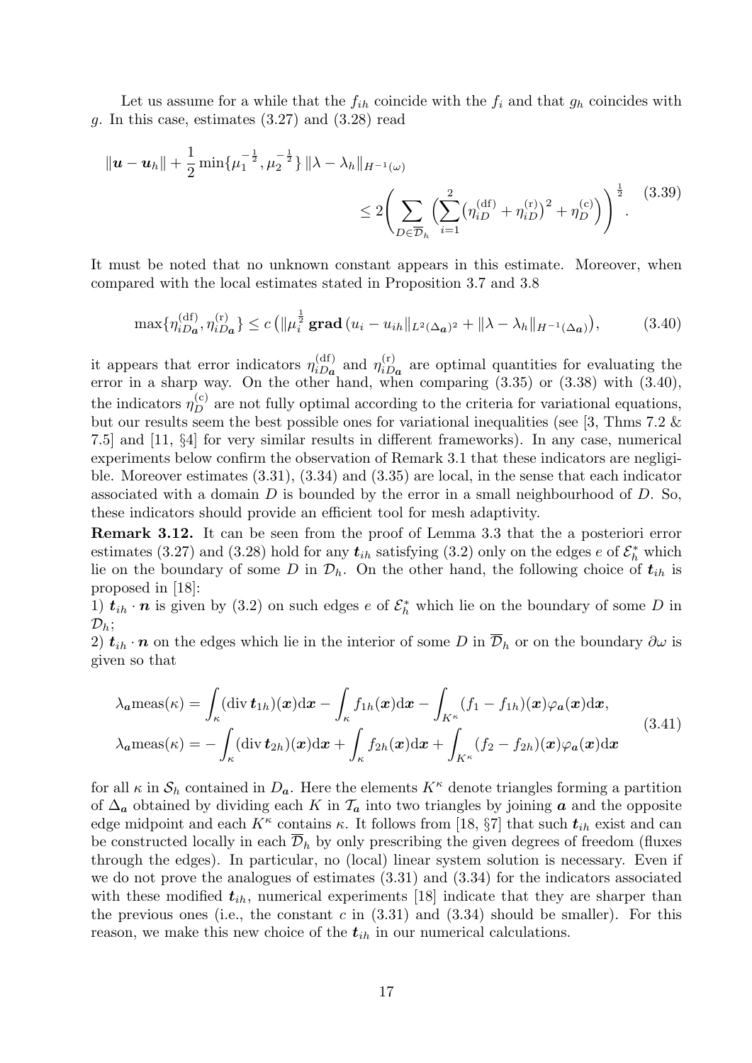Let us assume for a while that the $f_{ih}$ coincide with the $f_i$ and that $g_h$ coincides with $g$. In this case, estimates (3.27) and (3.28) read

$$
\|\boldsymbol{u}-\boldsymbol{u}_h\| + \frac{1}{2}\min\{\mu_1^{-\frac{1}{2}},\mu_2^{-\frac{1}{2}}\}\,\|\lambda-\lambda_h\|_{H^{-1}(\omega)} \leq 2\Bigg(\sum_{D\in\overline{\mathcal{D}}_h}\Big(\sum_{i=1}^{2}\big(\eta_{iD}^{(\mathrm{df})}+\eta_{iD}^{(\mathrm{r})}\big)^2+\eta_D^{(\mathrm{c})}\Big)\Bigg)^{\frac{1}{2}}. \tag{3.39}
$$

It must be noted that no unknown constant appears in this estimate. Moreover, when compared with the local estimates stated in Proposition 3.7 and 3.8

$$
\max\{\eta_{iD_{\boldsymbol{a}}}^{(\mathrm{df})},\eta_{iD_{\boldsymbol{a}}}^{(\mathrm{r})}\} \leq c\left(\|\mu_i^{\frac{1}{2}}\,\mathbf{grad}\,(u_i-u_{ih})\|_{L^2(\Delta_{\boldsymbol{a}})^2}+\|\lambda-\lambda_h\|_{H^{-1}(\Delta_{\boldsymbol{a}})}\right), \tag{3.40}
$$

it appears that error indicators $\eta_{iD_{\boldsymbol{a}}}^{(\mathrm{df})}$ and $\eta_{iD_{\boldsymbol{a}}}^{(\mathrm{r})}$ are optimal quantities for evaluating the error in a sharp way. On the other hand, when comparing (3.35) or (3.38) with (3.40), the indicators $\eta_D^{(\mathrm{c})}$ are not fully optimal according to the criteria for variational equations, but our results seem the best possible ones for variational inequalities (see [3, Thms 7.2 & 7.5] and [11, §4] for very similar results in different frameworks). In any case, numerical experiments below confirm the observation of Remark 3.1 that these indicators are negligible. Moreover estimates (3.31), (3.34) and (3.35) are local, in the sense that each indicator associated with a domain $D$ is bounded by the error in a small neighbourhood of $D$. So, these indicators should provide an efficient tool for mesh adaptivity.

**Remark 3.12.** It can be seen from the proof of Lemma 3.3 that the a posteriori error estimates (3.27) and (3.28) hold for any $\boldsymbol{t}_{ih}$ satisfying (3.2) only on the edges $e$ of $\mathcal{E}_h^*$ which lie on the boundary of some $D$ in $\mathcal{D}_h$. On the other hand, the following choice of $\boldsymbol{t}_{ih}$ is proposed in [18]:

1) $\boldsymbol{t}_{ih}\cdot\boldsymbol{n}$ is given by (3.2) on such edges $e$ of $\mathcal{E}_h^*$ which lie on the boundary of some $D$ in $\mathcal{D}_h$;

2) $\boldsymbol{t}_{ih}\cdot\boldsymbol{n}$ on the edges which lie in the interior of some $D$ in $\overline{\mathcal{D}}_h$ or on the boundary $\partial\omega$ is given so that

$$
\begin{aligned}
\lambda_{\boldsymbol{a}}\mathrm{meas}(\kappa) &= \int_\kappa(\operatorname{div}\boldsymbol{t}_{1h})(\boldsymbol{x})\mathrm{d}\boldsymbol{x} - \int_\kappa f_{1h}(\boldsymbol{x})\mathrm{d}\boldsymbol{x} - \int_{K^\kappa}(f_1-f_{1h})(\boldsymbol{x})\varphi_{\boldsymbol{a}}(\boldsymbol{x})\mathrm{d}\boldsymbol{x},\\
\lambda_{\boldsymbol{a}}\mathrm{meas}(\kappa) &= -\int_\kappa(\operatorname{div}\boldsymbol{t}_{2h})(\boldsymbol{x})\mathrm{d}\boldsymbol{x} + \int_\kappa f_{2h}(\boldsymbol{x})\mathrm{d}\boldsymbol{x} + \int_{K^\kappa}(f_2-f_{2h})(\boldsymbol{x})\varphi_{\boldsymbol{a}}(\boldsymbol{x})\mathrm{d}\boldsymbol{x}
\end{aligned} \tag{3.41}
$$

for all $\kappa$ in $\mathcal{S}_h$ contained in $D_{\boldsymbol{a}}$. Here the elements $K^\kappa$ denote triangles forming a partition of $\Delta_{\boldsymbol{a}}$ obtained by dividing each $K$ in $\mathcal{T}_{\boldsymbol{a}}$ into two triangles by joining $\boldsymbol{a}$ and the opposite edge midpoint and each $K^\kappa$ contains $\kappa$. It follows from [18, §7] that such $\boldsymbol{t}_{ih}$ exist and can be constructed locally in each $\overline{\mathcal{D}}_h$ by only prescribing the given degrees of freedom (fluxes through the edges). In particular, no (local) linear system solution is necessary. Even if we do not prove the analogues of estimates (3.31) and (3.34) for the indicators associated with these modified $\boldsymbol{t}_{ih}$, numerical experiments [18] indicate that they are sharper than the previous ones (i.e., the constant $c$ in (3.31) and (3.34) should be smaller). For this reason, we make this new choice of the $\boldsymbol{t}_{ih}$ in our numerical calculations.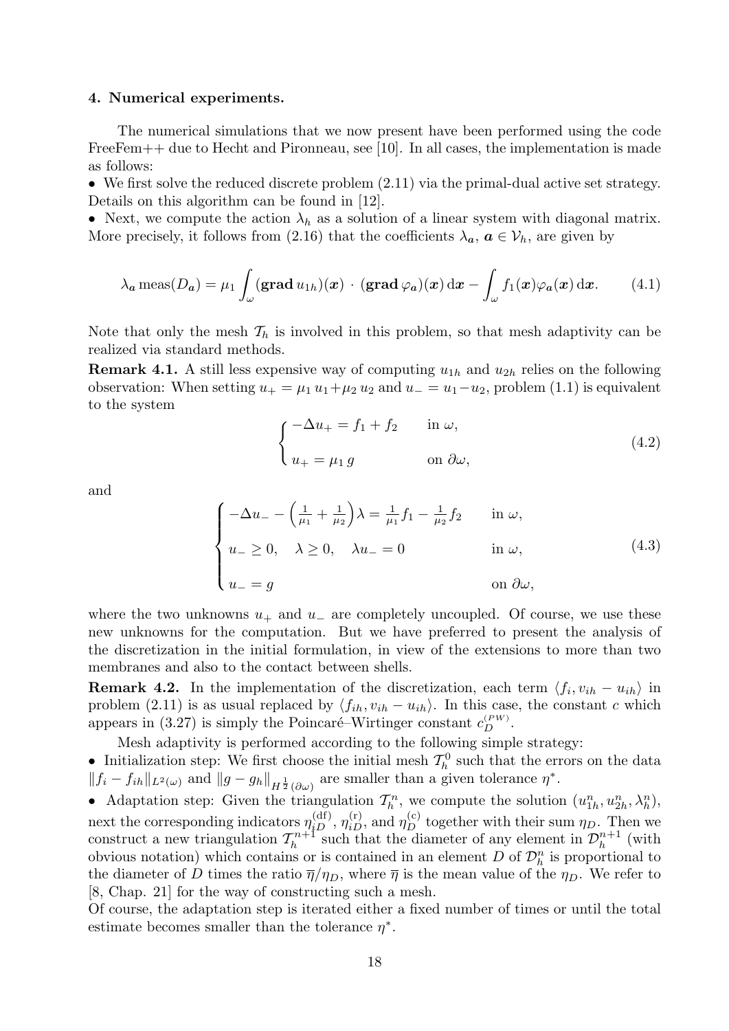## 4. Numerical experiments.

The numerical simulations that we now present have been performed using the code FreeFem++ due to Hecht and Pironneau, see [10]. In all cases, the implementation is made as follows:

- We first solve the reduced discrete problem (2.11) via the primal-dual active set strategy. Details on this algorithm can be found in [12].
- Next, we compute the action $\lambda_h$ as a solution of a linear system with diagonal matrix. More precisely, it follows from (2.16) that the coefficients $\lambda_{\boldsymbol{a}}$, $\boldsymbol{a} \in \mathcal{V}_h$, are given by

$$\lambda_{\boldsymbol{a}} \operatorname{meas}(D_{\boldsymbol{a}}) = \mu_1 \int_\omega (\mathbf{grad}\, u_{1h})(\boldsymbol{x}) \cdot (\mathbf{grad}\, \varphi_{\boldsymbol{a}})(\boldsymbol{x})\, \mathrm{d}\boldsymbol{x} - \int_\omega f_1(\boldsymbol{x}) \varphi_{\boldsymbol{a}}(\boldsymbol{x})\, \mathrm{d}\boldsymbol{x}. \tag{4.1}$$

Note that only the mesh $\mathcal{T}_h$ is involved in this problem, so that mesh adaptivity can be realized via standard methods.

**Remark 4.1.** A still less expensive way of computing $u_{1h}$ and $u_{2h}$ relies on the following observation: When setting $u_+ = \mu_1\, u_1 + \mu_2\, u_2$ and $u_- = u_1 - u_2$, problem (1.1) is equivalent to the system

$$\begin{cases} -\Delta u_+ = f_1 + f_2 & \text{in } \omega, \\ u_+ = \mu_1\, g & \text{on } \partial\omega, \end{cases} \tag{4.2}$$

and

$$\begin{cases} -\Delta u_- - \left(\frac{1}{\mu_1} + \frac{1}{\mu_2}\right)\lambda = \frac{1}{\mu_1} f_1 - \frac{1}{\mu_2} f_2 & \text{in } \omega, \\ u_- \geq 0, \quad \lambda \geq 0, \quad \lambda u_- = 0 & \text{in } \omega, \\ u_- = g & \text{on } \partial\omega, \end{cases} \tag{4.3}$$

where the two unknowns $u_+$ and $u_-$ are completely uncoupled. Of course, we use these new unknowns for the computation. But we have preferred to present the analysis of the discretization in the initial formulation, in view of the extensions to more than two membranes and also to the contact between shells.

**Remark 4.2.** In the implementation of the discretization, each term $\langle f_i, v_{ih} - u_{ih} \rangle$ in problem (2.11) is as usual replaced by $\langle f_{ih}, v_{ih} - u_{ih} \rangle$. In this case, the constant $c$ which appears in (3.27) is simply the Poincaré–Wirtinger constant $c_D^{(PW)}$.

Mesh adaptivity is performed according to the following simple strategy:

- Initialization step: We first choose the initial mesh $\mathcal{T}_h^0$ such that the errors on the data $\|f_i - f_{ih}\|_{L^2(\omega)}$ and $\|g - g_h\|_{H^{\frac{1}{2}}(\partial\omega)}$ are smaller than a given tolerance $\eta^*$.
- Adaptation step: Given the triangulation $\mathcal{T}_h^n$, we compute the solution $(u_{1h}^n, u_{2h}^n, \lambda_h^n)$, next the corresponding indicators $\eta_{iD}^{(\mathrm{df})}$, $\eta_{iD}^{(\mathrm{r})}$, and $\eta_D^{(\mathrm{c})}$ together with their sum $\eta_D$. Then we construct a new triangulation $\mathcal{T}_h^{n+1}$ such that the diameter of any element in $\mathcal{D}_h^{n+1}$ (with obvious notation) which contains or is contained in an element $D$ of $\mathcal{D}_h^n$ is proportional to the diameter of $D$ times the ratio $\overline{\eta}/\eta_D$, where $\overline{\eta}$ is the mean value of the $\eta_D$. We refer to [8, Chap. 21] for the way of constructing such a mesh.

Of course, the adaptation step is iterated either a fixed number of times or until the total estimate becomes smaller than the tolerance $\eta^*$.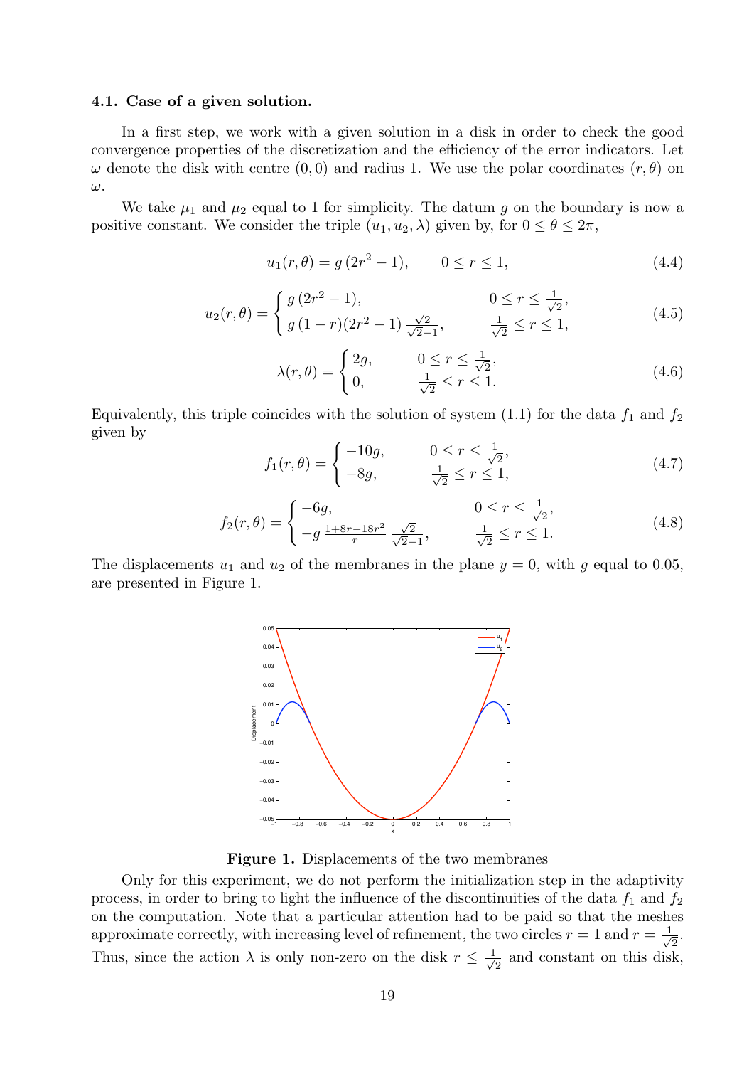### 4.1. Case of a given solution.

In a first step, we work with a given solution in a disk in order to check the good convergence properties of the discretization and the efficiency of the error indicators. Let $\omega$ denote the disk with centre $(0,0)$ and radius 1. We use the polar coordinates $(r,\theta)$ on $\omega$.

We take $\mu_1$ and $\mu_2$ equal to 1 for simplicity. The datum $g$ on the boundary is now a positive constant. We consider the triple $(u_1, u_2, \lambda)$ given by, for $0 \le \theta \le 2\pi$,

$$u_1(r,\theta) = g\,(2r^2 - 1), \qquad 0 \le r \le 1, \tag{4.4}$$

$$u_2(r,\theta) = \begin{cases} g\,(2r^2 - 1), & 0 \le r \le \frac{1}{\sqrt{2}}, \\ g\,(1-r)(2r^2-1)\,\frac{\sqrt{2}}{\sqrt{2}-1}, & \frac{1}{\sqrt{2}} \le r \le 1, \end{cases} \tag{4.5}$$

$$\lambda(r,\theta) = \begin{cases} 2g, & 0 \le r \le \frac{1}{\sqrt{2}}, \\ 0, & \frac{1}{\sqrt{2}} \le r \le 1. \end{cases} \tag{4.6}$$

Equivalently, this triple coincides with the solution of system (1.1) for the data $f_1$ and $f_2$ given by

$$f_1(r,\theta) = \begin{cases} -10g, & 0 \le r \le \frac{1}{\sqrt{2}}, \\ -8g, & \frac{1}{\sqrt{2}} \le r \le 1, \end{cases} \tag{4.7}$$

$$f_2(r,\theta) = \begin{cases} -6g, & 0 \le r \le \frac{1}{\sqrt{2}}, \\ -g\,\frac{1+8r-18r^2}{r}\,\frac{\sqrt{2}}{\sqrt{2}-1}, & \frac{1}{\sqrt{2}} \le r \le 1. \end{cases} \tag{4.8}$$

The displacements $u_1$ and $u_2$ of the membranes in the plane $y = 0$, with $g$ equal to 0.05, are presented in Figure 1.

**Figure 1.** Displacements of the two membranes

Only for this experiment, we do not perform the initialization step in the adaptivity process, in order to bring to light the influence of the discontinuities of the data $f_1$ and $f_2$ on the computation. Note that a particular attention had to be paid so that the meshes approximate correctly, with increasing level of refinement, the two circles $r = 1$ and $r = \frac{1}{\sqrt{2}}$. Thus, since the action $\lambda$ is only non-zero on the disk $r \le \frac{1}{\sqrt{2}}$ and constant on this disk,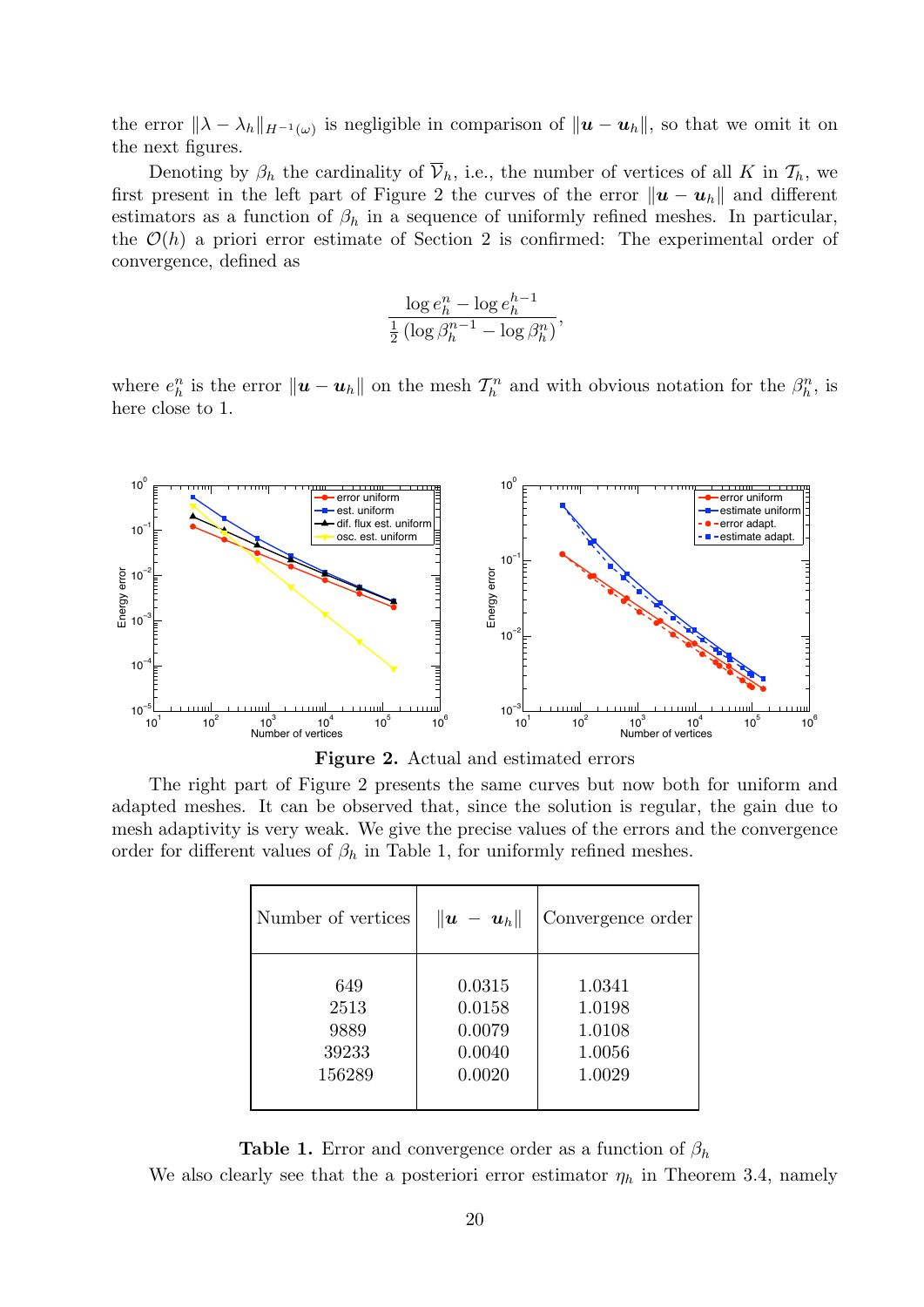the error $\|\lambda - \lambda_h\|_{H^{-1}(\omega)}$ is negligible in comparison of $\|\boldsymbol{u} - \boldsymbol{u}_h\|$, so that we omit it on the next figures.

Denoting by $\beta_h$ the cardinality of $\overline{\mathcal{V}}_h$, i.e., the number of vertices of all $K$ in $\mathcal{T}_h$, we first present in the left part of Figure 2 the curves of the error $\|\boldsymbol{u} - \boldsymbol{u}_h\|$ and different estimators as a function of $\beta_h$ in a sequence of uniformly refined meshes. In particular, the $\mathcal{O}(h)$ a priori error estimate of Section 2 is confirmed: The experimental order of convergence, defined as

$$\frac{\log e_h^n - \log e_h^{h-1}}{\frac{1}{2}\left(\log \beta_h^{n-1} - \log \beta_h^n\right)},$$

where $e_h^n$ is the error $\|\boldsymbol{u} - \boldsymbol{u}_h\|$ on the mesh $\mathcal{T}_h^n$ and with obvious notation for the $\beta_h^n$, is here close to 1.

**Figure 2.** Actual and estimated errors

The right part of Figure 2 presents the same curves but now both for uniform and adapted meshes. It can be observed that, since the solution is regular, the gain due to mesh adaptivity is very weak. We give the precise values of the errors and the convergence order for different values of $\beta_h$ in Table 1, for uniformly refined meshes.

| Number of vertices | $\|\boldsymbol{u} - \boldsymbol{u}_h\|$ | Convergence order |
|---|---|---|
| 649 | 0.0315 | 1.0341 |
| 2513 | 0.0158 | 1.0198 |
| 9889 | 0.0079 | 1.0108 |
| 39233 | 0.0040 | 1.0056 |
| 156289 | 0.0020 | 1.0029 |

**Table 1.** Error and convergence order as a function of $\beta_h$

We also clearly see that the a posteriori error estimator $\eta_h$ in Theorem 3.4, namely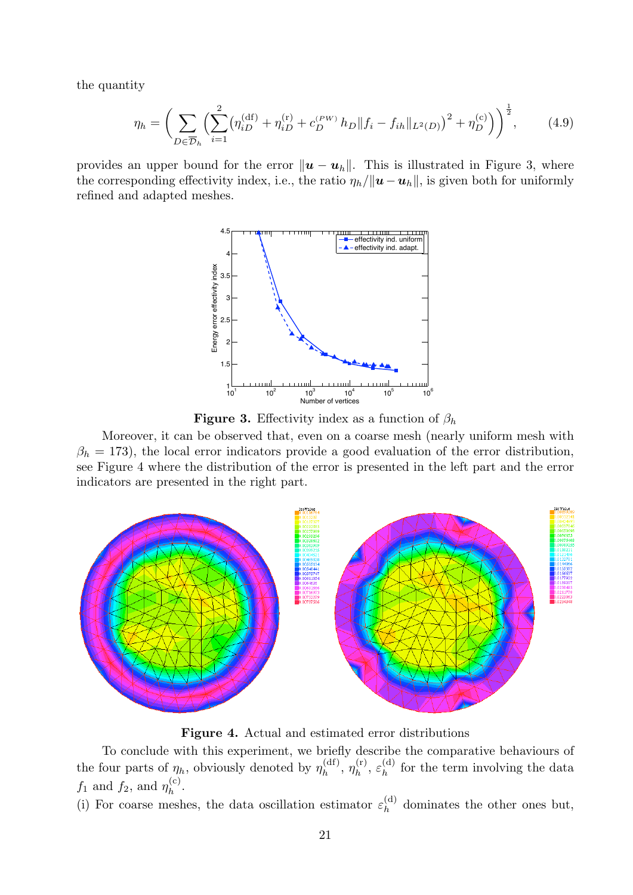the quantity

$$\eta_h = \Bigg( \sum_{D \in \overline{\mathcal{D}}_h} \Big( \sum_{i=1}^{2} \big( \eta_{iD}^{(\mathrm{df})} + \eta_{iD}^{(\mathrm{r})} + c_D^{(PW)} \, h_D \| f_i - f_{ih} \|_{L^2(D)} \big)^2 + \eta_D^{(\mathrm{c})} \Big) \Bigg)^{\frac{1}{2}}, \tag{4.9}$$

provides an upper bound for the error $\|\boldsymbol{u} - \boldsymbol{u}_h\|$. This is illustrated in Figure 3, where the corresponding effectivity index, i.e., the ratio $\eta_h / \|\boldsymbol{u} - \boldsymbol{u}_h\|$, is given both for uniformly refined and adapted meshes.

**Figure 3.** Effectivity index as a function of $\beta_h$

Moreover, it can be observed that, even on a coarse mesh (nearly uniform mesh with $\beta_h = 173$), the local error indicators provide a good evaluation of the error distribution, see Figure 4 where the distribution of the error is presented in the left part and the error indicators are presented in the right part.

**Figure 4.** Actual and estimated error distributions

To conclude with this experiment, we briefly describe the comparative behaviours of the four parts of $\eta_h$, obviously denoted by $\eta_h^{(\mathrm{df})}$, $\eta_h^{(\mathrm{r})}$, $\varepsilon_h^{(\mathrm{d})}$ for the term involving the data $f_1$ and $f_2$, and $\eta_h^{(\mathrm{c})}$.

(i) For coarse meshes, the data oscillation estimator $\varepsilon_h^{(\mathrm{d})}$ dominates the other ones but,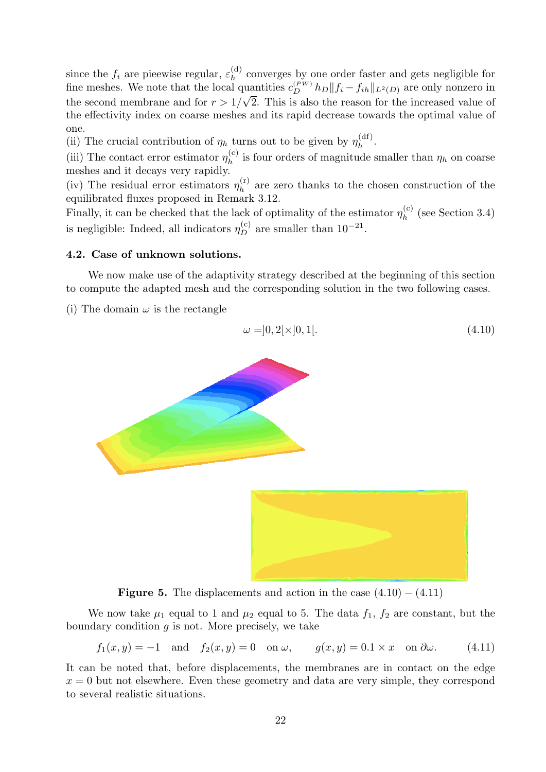since the $f_i$ are piecewise regular, $\varepsilon_h^{(\mathrm{d})}$ converges by one order faster and gets negligible for fine meshes. We note that the local quantities $c_D^{(PW)}\, h_D \|f_i - f_{ih}\|_{L^2(D)}$ are only nonzero in the second membrane and for $r > 1/\sqrt{2}$. This is also the reason for the increased value of the effectivity index on coarse meshes and its rapid decrease towards the optimal value of one.

(ii) The crucial contribution of $\eta_h$ turns out to be given by $\eta_h^{(\mathrm{df})}$.

(iii) The contact error estimator $\eta_h^{(\mathrm{c})}$ is four orders of magnitude smaller than $\eta_h$ on coarse meshes and it decays very rapidly.

(iv) The residual error estimators $\eta_h^{(\mathrm{r})}$ are zero thanks to the chosen construction of the equilibrated fluxes proposed in Remark 3.12.

Finally, it can be checked that the lack of optimality of the estimator $\eta_h^{(\mathrm{c})}$ (see Section 3.4) is negligible: Indeed, all indicators $\eta_D^{(\mathrm{c})}$ are smaller than $10^{-21}$.

### 4.2. Case of unknown solutions.

We now make use of the adaptivity strategy described at the beginning of this section to compute the adapted mesh and the corresponding solution in the two following cases.

(i) The domain $\omega$ is the rectangle

$$\omega = ]0, 2[\times]0, 1[. \tag{4.10}$$

**Figure 5.** The displacements and action in the case $(4.10) - (4.11)$

We now take $\mu_1$ equal to 1 and $\mu_2$ equal to 5. The data $f_1$, $f_2$ are constant, but the boundary condition $g$ is not. More precisely, we take

$$f_1(x, y) = -1 \quad \text{and} \quad f_2(x, y) = 0 \quad \text{on } \omega, \qquad g(x, y) = 0.1 \times x \quad \text{on } \partial\omega. \tag{4.11}$$

It can be noted that, before displacements, the membranes are in contact on the edge $x = 0$ but not elsewhere. Even these geometry and data are very simple, they correspond to several realistic situations.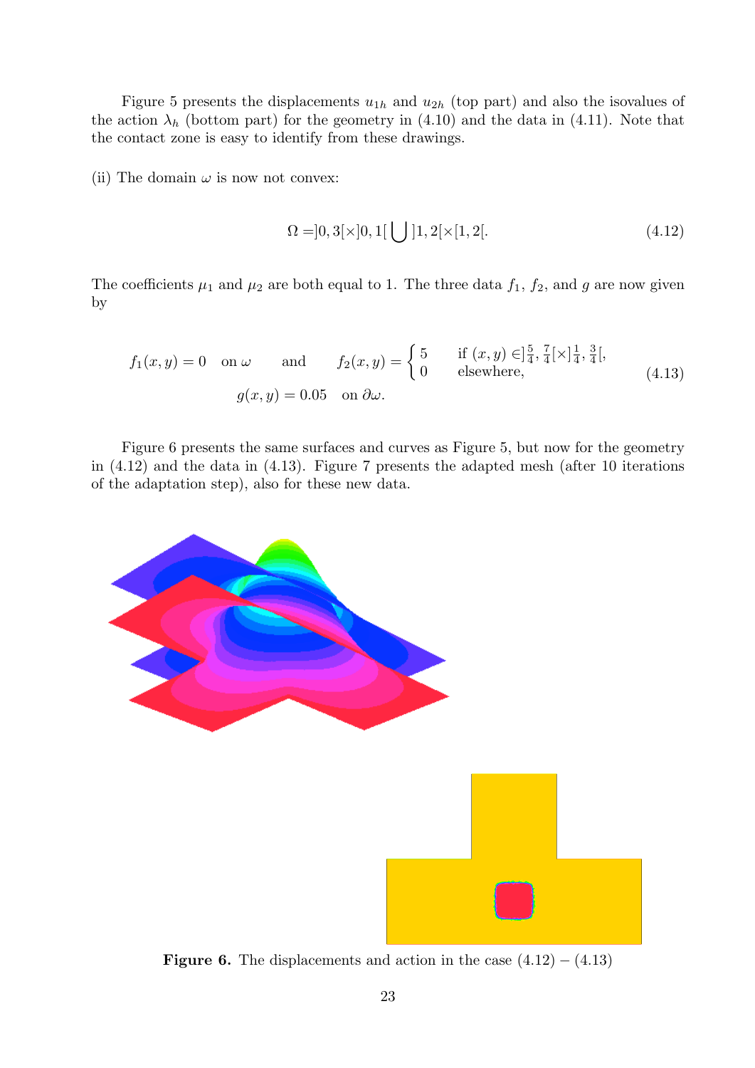Figure 5 presents the displacements $u_{1h}$ and $u_{2h}$ (top part) and also the isovalues of the action $\lambda_h$ (bottom part) for the geometry in (4.10) and the data in (4.11). Note that the contact zone is easy to identify from these drawings.

(ii) The domain $\omega$ is now not convex:

$$\Omega = ]0,3[\times]0,1[ \bigcup ]1,2[\times[1,2[. \tag{4.12}$$

The coefficients $\mu_1$ and $\mu_2$ are both equal to 1. The three data $f_1$, $f_2$, and $g$ are now given by

$$f_1(x,y) = 0 \quad \text{on } \omega \qquad \text{and} \qquad f_2(x,y) = \begin{cases} 5 & \text{if } (x,y) \in ]\frac{5}{4}, \frac{7}{4}[\times]\frac{1}{4}, \frac{3}{4}[, \\ 0 & \text{elsewhere,} \end{cases}$$
$$g(x,y) = 0.05 \quad \text{on } \partial\omega. \tag{4.13}$$

Figure 6 presents the same surfaces and curves as Figure 5, but now for the geometry in (4.12) and the data in (4.13). Figure 7 presents the adapted mesh (after 10 iterations of the adaptation step), also for these new data.

**Figure 6.** The displacements and action in the case $(4.12) - (4.13)$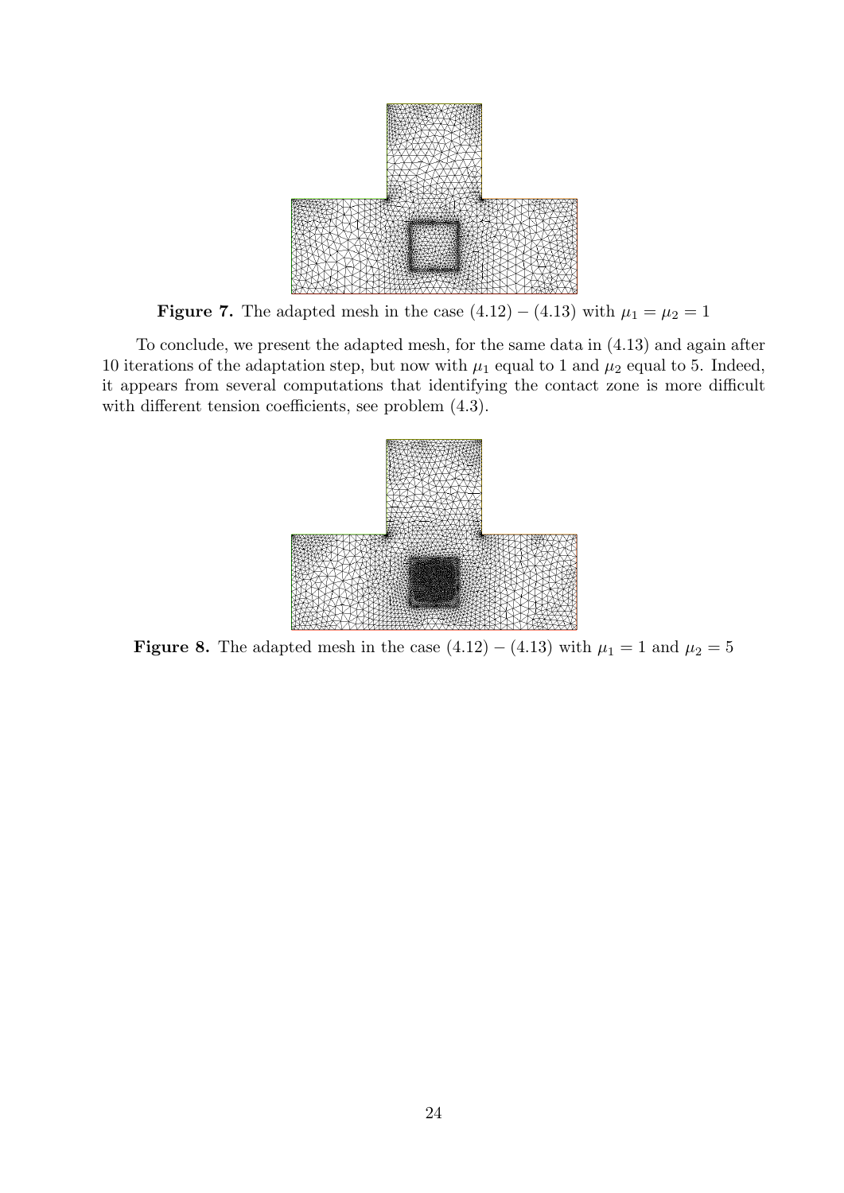**Figure 7.** The adapted mesh in the case $(4.12)-(4.13)$ with $\mu_1 = \mu_2 = 1$

To conclude, we present the adapted mesh, for the same data in (4.13) and again after 10 iterations of the adaptation step, but now with $\mu_1$ equal to 1 and $\mu_2$ equal to 5. Indeed, it appears from several computations that identifying the contact zone is more difficult with different tension coefficients, see problem (4.3).

**Figure 8.** The adapted mesh in the case $(4.12)-(4.13)$ with $\mu_1 = 1$ and $\mu_2 = 5$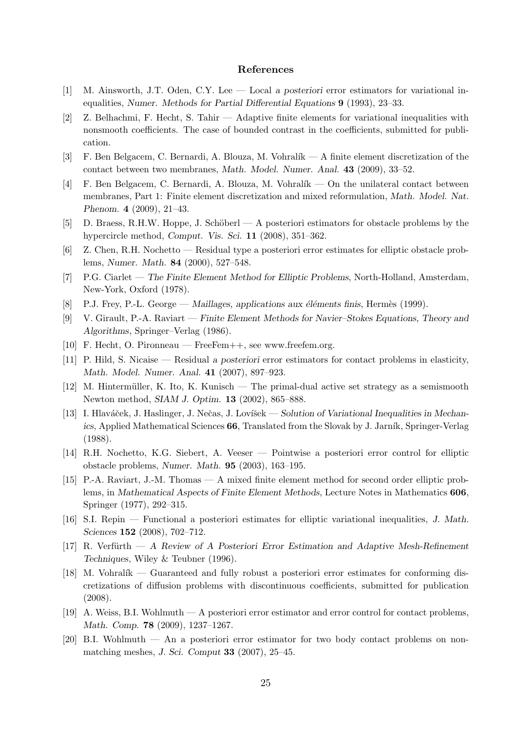## References

[1] M. Ainsworth, J.T. Oden, C.Y. Lee — Local *a posteriori* error estimators for variational inequalities, *Numer. Methods for Partial Differential Equations* **9** (1993), 23–33.

[2] Z. Belhachmi, F. Hecht, S. Tahir — Adaptive finite elements for variational inequalities with nonsmooth coefficients. The case of bounded contrast in the coefficients, submitted for publication.

[3] F. Ben Belgacem, C. Bernardi, A. Blouza, M. Vohralík — A finite element discretization of the contact between two membranes, *Math. Model. Numer. Anal.* **43** (2009), 33–52.

[4] F. Ben Belgacem, C. Bernardi, A. Blouza, M. Vohralík — On the unilateral contact between membranes, Part 1: Finite element discretization and mixed reformulation, *Math. Model. Nat. Phenom.* **4** (2009), 21–43.

[5] D. Braess, R.H.W. Hoppe, J. Schöberl — A posteriori estimators for obstacle problems by the hypercircle method, *Comput. Vis. Sci.* **11** (2008), 351–362.

[6] Z. Chen, R.H. Nochetto — Residual type a posteriori error estimates for elliptic obstacle problems, *Numer. Math.* **84** (2000), 527–548.

[7] P.G. Ciarlet — *The Finite Element Method for Elliptic Problems*, North-Holland, Amsterdam, New-York, Oxford (1978).

[8] P.J. Frey, P.-L. George — *Maillages, applications aux éléments finis*, Hermès (1999).

[9] V. Girault, P.-A. Raviart — *Finite Element Methods for Navier–Stokes Equations, Theory and Algorithms*, Springer–Verlag (1986).

[10] F. Hecht, O. Pironneau — FreeFem++, see www.freefem.org.

[11] P. Hild, S. Nicaise — Residual *a posteriori* error estimators for contact problems in elasticity, *Math. Model. Numer. Anal.* **41** (2007), 897–923.

[12] M. Hintermüller, K. Ito, K. Kunisch — The primal-dual active set strategy as a semismooth Newton method, *SIAM J. Optim.* **13** (2002), 865–888.

[13] I. Hlaváček, J. Haslinger, J. Nečas, J. Lovíšek — *Solution of Variational Inequalities in Mechanics*, Applied Mathematical Sciences **66**, Translated from the Slovak by J. Jarník, Springer-Verlag (1988).

[14] R.H. Nochetto, K.G. Siebert, A. Veeser — Pointwise a posteriori error control for elliptic obstacle problems, *Numer. Math.* **95** (2003), 163–195.

[15] P.-A. Raviart, J.-M. Thomas — A mixed finite element method for second order elliptic problems, in *Mathematical Aspects of Finite Element Methods*, Lecture Notes in Mathematics **606**, Springer (1977), 292–315.

[16] S.I. Repin — Functional a posteriori estimates for elliptic variational inequalities, *J. Math. Sciences* **152** (2008), 702–712.

[17] R. Verfürth — *A Review of A Posteriori Error Estimation and Adaptive Mesh-Refinement Techniques*, Wiley & Teubner (1996).

[18] M. Vohralík — Guaranteed and fully robust a posteriori error estimates for conforming discretizations of diffusion problems with discontinuous coefficients, submitted for publication (2008).

[19] A. Weiss, B.I. Wohlmuth — A posteriori error estimator and error control for contact problems, *Math. Comp.* **78** (2009), 1237–1267.

[20] B.I. Wohlmuth — An a posteriori error estimator for two body contact problems on non-matching meshes, *J. Sci. Comput* **33** (2007), 25–45.